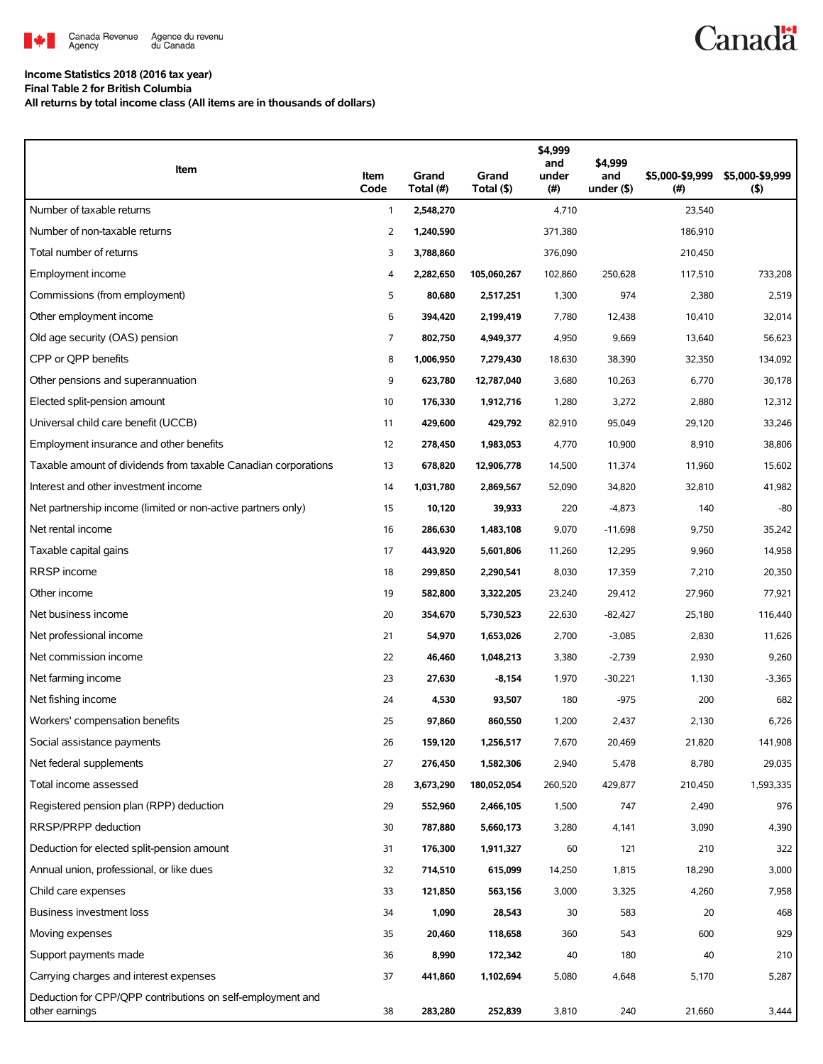Canada Revenue Agency / Agence du revenu du Canada

**Income Statistics 2018 (2016 tax year)**
**Final Table 2 for British Columbia**
**All returns by total income class (All items are in thousands of dollars)**

| Item | Item Code | Grand Total (#) | Grand Total ($) | $4,999 and under (#) | $4,999 and under ($) | $5,000-$9,999 (#) | $5,000-$9,999 ($) |
|---|---|---|---|---|---|---|---|
| Number of taxable returns | 1 | **2,548,270** | | 4,710 | | 23,540 | |
| Number of non-taxable returns | 2 | **1,240,590** | | 371,380 | | 186,910 | |
| Total number of returns | 3 | **3,788,860** | | 376,090 | | 210,450 | |
| Employment income | 4 | **2,282,650** | **105,060,267** | 102,860 | 250,628 | 117,510 | 733,208 |
| Commissions (from employment) | 5 | **80,680** | **2,517,251** | 1,300 | 974 | 2,380 | 2,519 |
| Other employment income | 6 | **394,420** | **2,199,419** | 7,780 | 12,438 | 10,410 | 32,014 |
| Old age security (OAS) pension | 7 | **802,750** | **4,949,377** | 4,950 | 9,669 | 13,640 | 56,623 |
| CPP or QPP benefits | 8 | **1,006,950** | **7,279,430** | 18,630 | 38,390 | 32,350 | 134,092 |
| Other pensions and superannuation | 9 | **623,780** | **12,787,040** | 3,680 | 10,263 | 6,770 | 30,178 |
| Elected split-pension amount | 10 | **176,330** | **1,912,716** | 1,280 | 3,272 | 2,880 | 12,312 |
| Universal child care benefit (UCCB) | 11 | **429,600** | **429,792** | 82,910 | 95,049 | 29,120 | 33,246 |
| Employment insurance and other benefits | 12 | **278,450** | **1,983,053** | 4,770 | 10,900 | 8,910 | 38,806 |
| Taxable amount of dividends from taxable Canadian corporations | 13 | **678,820** | **12,906,778** | 14,500 | 11,374 | 11,960 | 15,602 |
| Interest and other investment income | 14 | **1,031,780** | **2,869,567** | 52,090 | 34,820 | 32,810 | 41,982 |
| Net partnership income (limited or non-active partners only) | 15 | **10,120** | **39,933** | 220 | -4,873 | 140 | -80 |
| Net rental income | 16 | **286,630** | **1,483,108** | 9,070 | -11,698 | 9,750 | 35,242 |
| Taxable capital gains | 17 | **443,920** | **5,601,806** | 11,260 | 12,295 | 9,960 | 14,958 |
| RRSP income | 18 | **299,850** | **2,290,541** | 8,030 | 17,359 | 7,210 | 20,350 |
| Other income | 19 | **582,800** | **3,322,205** | 23,240 | 29,412 | 27,960 | 77,921 |
| Net business income | 20 | **354,670** | **5,730,523** | 22,630 | -82,427 | 25,180 | 116,440 |
| Net professional income | 21 | **54,970** | **1,653,026** | 2,700 | -3,085 | 2,830 | 11,626 |
| Net commission income | 22 | **46,460** | **1,048,213** | 3,380 | -2,739 | 2,930 | 9,260 |
| Net farming income | 23 | **27,630** | **-8,154** | 1,970 | -30,221 | 1,130 | -3,365 |
| Net fishing income | 24 | **4,530** | **93,507** | 180 | -975 | 200 | 682 |
| Workers' compensation benefits | 25 | **97,860** | **860,550** | 1,200 | 2,437 | 2,130 | 6,726 |
| Social assistance payments | 26 | **159,120** | **1,256,517** | 7,670 | 20,469 | 21,820 | 141,908 |
| Net federal supplements | 27 | **276,450** | **1,582,306** | 2,940 | 5,478 | 8,780 | 29,035 |
| Total income assessed | 28 | **3,673,290** | **180,052,054** | 260,520 | 429,877 | 210,450 | 1,593,335 |
| Registered pension plan (RPP) deduction | 29 | **552,960** | **2,466,105** | 1,500 | 747 | 2,490 | 976 |
| RRSP/PRPP deduction | 30 | **787,880** | **5,660,173** | 3,280 | 4,141 | 3,090 | 4,390 |
| Deduction for elected split-pension amount | 31 | **176,300** | **1,911,327** | 60 | 121 | 210 | 322 |
| Annual union, professional, or like dues | 32 | **714,510** | **615,099** | 14,250 | 1,815 | 18,290 | 3,000 |
| Child care expenses | 33 | **121,850** | **563,156** | 3,000 | 3,325 | 4,260 | 7,958 |
| Business investment loss | 34 | **1,090** | **28,543** | 30 | 583 | 20 | 468 |
| Moving expenses | 35 | **20,460** | **118,658** | 360 | 543 | 600 | 929 |
| Support payments made | 36 | **8,990** | **172,342** | 40 | 180 | 40 | 210 |
| Carrying charges and interest expenses | 37 | **441,860** | **1,102,694** | 5,080 | 4,648 | 5,170 | 5,287 |
| Deduction for CPP/QPP contributions on self-employment and other earnings | 38 | **283,280** | **252,839** | 3,810 | 240 | 21,660 | 3,444 |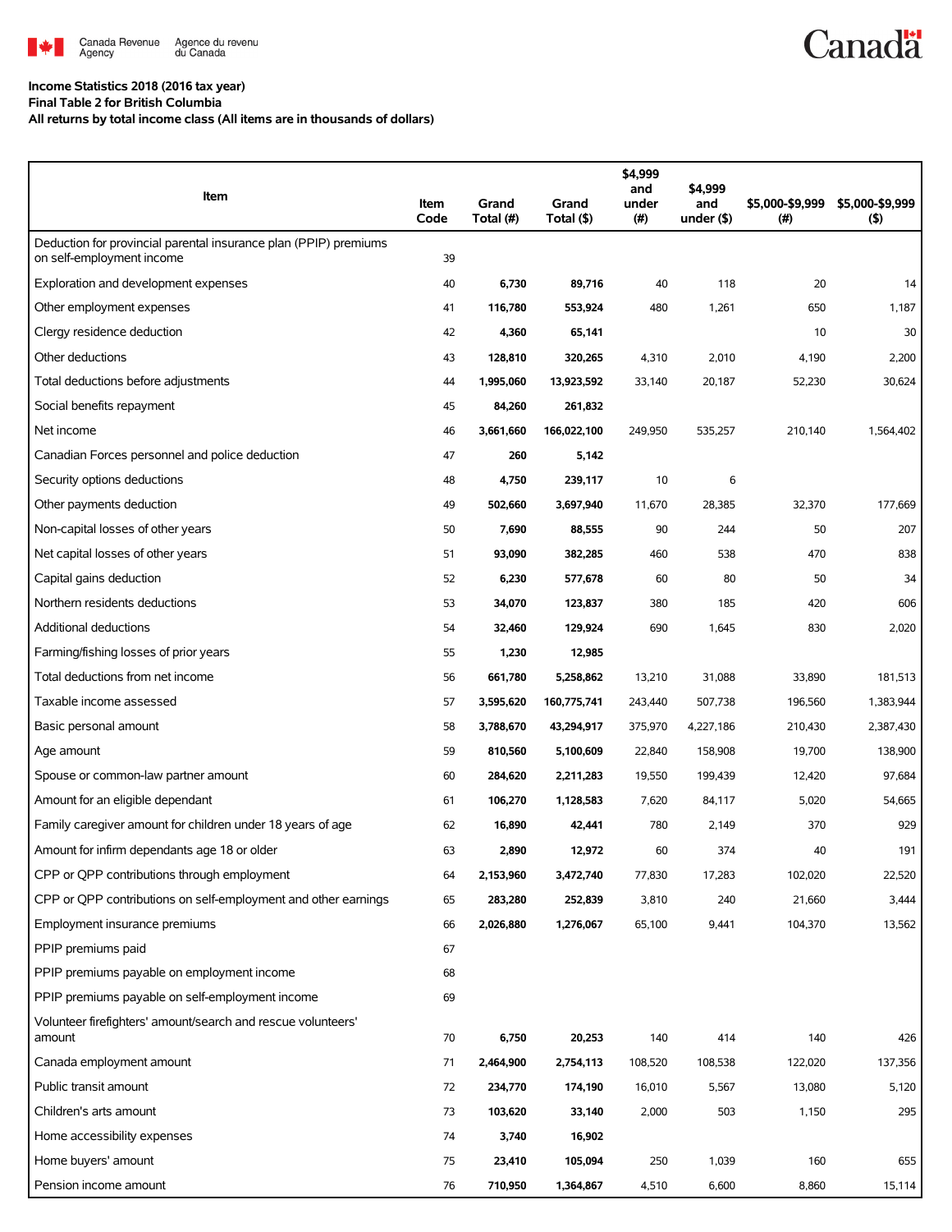Income Statistics 2018 (2016 tax year)
Final Table 2 for British Columbia
All returns by total income class (All items are in thousands of dollars)

| Item | Item Code | Grand Total (#) | Grand Total ($) | $4,999 and under (#) | $4,999 and under ($) | $5,000-$9,999 (#) | $5,000-$9,999 ($) |
|---|---|---|---|---|---|---|---|
| Deduction for provincial parental insurance plan (PPIP) premiums on self-employment income | 39 | | | | | | |
| Exploration and development expenses | 40 | 6,730 | 89,716 | 40 | 118 | 20 | 14 |
| Other employment expenses | 41 | 116,780 | 553,924 | 480 | 1,261 | 650 | 1,187 |
| Clergy residence deduction | 42 | 4,360 | 65,141 | | | 10 | 30 |
| Other deductions | 43 | 128,810 | 320,265 | 4,310 | 2,010 | 4,190 | 2,200 |
| Total deductions before adjustments | 44 | 1,995,060 | 13,923,592 | 33,140 | 20,187 | 52,230 | 30,624 |
| Social benefits repayment | 45 | 84,260 | 261,832 | | | | |
| Net income | 46 | 3,661,660 | 166,022,100 | 249,950 | 535,257 | 210,140 | 1,564,402 |
| Canadian Forces personnel and police deduction | 47 | 260 | 5,142 | | | | |
| Security options deductions | 48 | 4,750 | 239,117 | 10 | 6 | | |
| Other payments deduction | 49 | 502,660 | 3,697,940 | 11,670 | 28,385 | 32,370 | 177,669 |
| Non-capital losses of other years | 50 | 7,690 | 88,555 | 90 | 244 | 50 | 207 |
| Net capital losses of other years | 51 | 93,090 | 382,285 | 460 | 538 | 470 | 838 |
| Capital gains deduction | 52 | 6,230 | 577,678 | 60 | 80 | 50 | 34 |
| Northern residents deductions | 53 | 34,070 | 123,837 | 380 | 185 | 420 | 606 |
| Additional deductions | 54 | 32,460 | 129,924 | 690 | 1,645 | 830 | 2,020 |
| Farming/fishing losses of prior years | 55 | 1,230 | 12,985 | | | | |
| Total deductions from net income | 56 | 661,780 | 5,258,862 | 13,210 | 31,088 | 33,890 | 181,513 |
| Taxable income assessed | 57 | 3,595,620 | 160,775,741 | 243,440 | 507,738 | 196,560 | 1,383,944 |
| Basic personal amount | 58 | 3,788,670 | 43,294,917 | 375,970 | 4,227,186 | 210,430 | 2,387,430 |
| Age amount | 59 | 810,560 | 5,100,609 | 22,840 | 158,908 | 19,700 | 138,900 |
| Spouse or common-law partner amount | 60 | 284,620 | 2,211,283 | 19,550 | 199,439 | 12,420 | 97,684 |
| Amount for an eligible dependant | 61 | 106,270 | 1,128,583 | 7,620 | 84,117 | 5,020 | 54,665 |
| Family caregiver amount for children under 18 years of age | 62 | 16,890 | 42,441 | 780 | 2,149 | 370 | 929 |
| Amount for infirm dependants age 18 or older | 63 | 2,890 | 12,972 | 60 | 374 | 40 | 191 |
| CPP or QPP contributions through employment | 64 | 2,153,960 | 3,472,740 | 77,830 | 17,283 | 102,020 | 22,520 |
| CPP or QPP contributions on self-employment and other earnings | 65 | 283,280 | 252,839 | 3,810 | 240 | 21,660 | 3,444 |
| Employment insurance premiums | 66 | 2,026,880 | 1,276,067 | 65,100 | 9,441 | 104,370 | 13,562 |
| PPIP premiums paid | 67 | | | | | | |
| PPIP premiums payable on employment income | 68 | | | | | | |
| PPIP premiums payable on self-employment income | 69 | | | | | | |
| Volunteer firefighters' amount/search and rescue volunteers' amount | 70 | 6,750 | 20,253 | 140 | 414 | 140 | 426 |
| Canada employment amount | 71 | 2,464,900 | 2,754,113 | 108,520 | 108,538 | 122,020 | 137,356 |
| Public transit amount | 72 | 234,770 | 174,190 | 16,010 | 5,567 | 13,080 | 5,120 |
| Children's arts amount | 73 | 103,620 | 33,140 | 2,000 | 503 | 1,150 | 295 |
| Home accessibility expenses | 74 | 3,740 | 16,902 | | | | |
| Home buyers' amount | 75 | 23,410 | 105,094 | 250 | 1,039 | 160 | 655 |
| Pension income amount | 76 | 710,950 | 1,364,867 | 4,510 | 6,600 | 8,860 | 15,114 |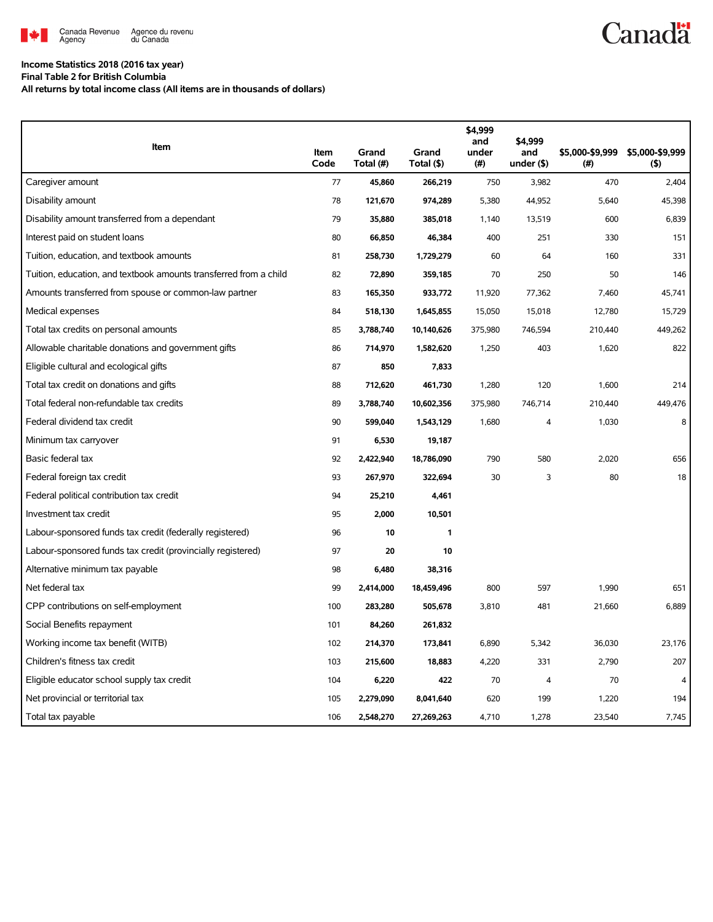Canada Revenue Agency / Agence du revenu du Canada

**Income Statistics 2018 (2016 tax year)**
**Final Table 2 for British Columbia**
**All returns by total income class (All items are in thousands of dollars)**

| Item | Item Code | Grand Total (#) | Grand Total ($) | $4,999 and under (#) | $4,999 and under ($) | $5,000-$9,999 (#) | $5,000-$9,999 ($) |
|---|---|---|---|---|---|---|---|
| Caregiver amount | 77 | 45,860 | 266,219 | 750 | 3,982 | 470 | 2,404 |
| Disability amount | 78 | 121,670 | 974,289 | 5,380 | 44,952 | 5,640 | 45,398 |
| Disability amount transferred from a dependant | 79 | 35,880 | 385,018 | 1,140 | 13,519 | 600 | 6,839 |
| Interest paid on student loans | 80 | 66,850 | 46,384 | 400 | 251 | 330 | 151 |
| Tuition, education, and textbook amounts | 81 | 258,730 | 1,729,279 | 60 | 64 | 160 | 331 |
| Tuition, education, and textbook amounts transferred from a child | 82 | 72,890 | 359,185 | 70 | 250 | 50 | 146 |
| Amounts transferred from spouse or common-law partner | 83 | 165,350 | 933,772 | 11,920 | 77,362 | 7,460 | 45,741 |
| Medical expenses | 84 | 518,130 | 1,645,855 | 15,050 | 15,018 | 12,780 | 15,729 |
| Total tax credits on personal amounts | 85 | 3,788,740 | 10,140,626 | 375,980 | 746,594 | 210,440 | 449,262 |
| Allowable charitable donations and government gifts | 86 | 714,970 | 1,582,620 | 1,250 | 403 | 1,620 | 822 |
| Eligible cultural and ecological gifts | 87 | 850 | 7,833 | | | | |
| Total tax credit on donations and gifts | 88 | 712,620 | 461,730 | 1,280 | 120 | 1,600 | 214 |
| Total federal non-refundable tax credits | 89 | 3,788,740 | 10,602,356 | 375,980 | 746,714 | 210,440 | 449,476 |
| Federal dividend tax credit | 90 | 599,040 | 1,543,129 | 1,680 | 4 | 1,030 | 8 |
| Minimum tax carryover | 91 | 6,530 | 19,187 | | | | |
| Basic federal tax | 92 | 2,422,940 | 18,786,090 | 790 | 580 | 2,020 | 656 |
| Federal foreign tax credit | 93 | 267,970 | 322,694 | 30 | 3 | 80 | 18 |
| Federal political contribution tax credit | 94 | 25,210 | 4,461 | | | | |
| Investment tax credit | 95 | 2,000 | 10,501 | | | | |
| Labour-sponsored funds tax credit (federally registered) | 96 | 10 | 1 | | | | |
| Labour-sponsored funds tax credit (provincially registered) | 97 | 20 | 10 | | | | |
| Alternative minimum tax payable | 98 | 6,480 | 38,316 | | | | |
| Net federal tax | 99 | 2,414,000 | 18,459,496 | 800 | 597 | 1,990 | 651 |
| CPP contributions on self-employment | 100 | 283,280 | 505,678 | 3,810 | 481 | 21,660 | 6,889 |
| Social Benefits repayment | 101 | 84,260 | 261,832 | | | | |
| Working income tax benefit (WITB) | 102 | 214,370 | 173,841 | 6,890 | 5,342 | 36,030 | 23,176 |
| Children's fitness tax credit | 103 | 215,600 | 18,883 | 4,220 | 331 | 2,790 | 207 |
| Eligible educator school supply tax credit | 104 | 6,220 | 422 | 70 | 4 | 70 | 4 |
| Net provincial or territorial tax | 105 | 2,279,090 | 8,041,640 | 620 | 199 | 1,220 | 194 |
| Total tax payable | 106 | 2,548,270 | 27,269,263 | 4,710 | 1,278 | 23,540 | 7,745 |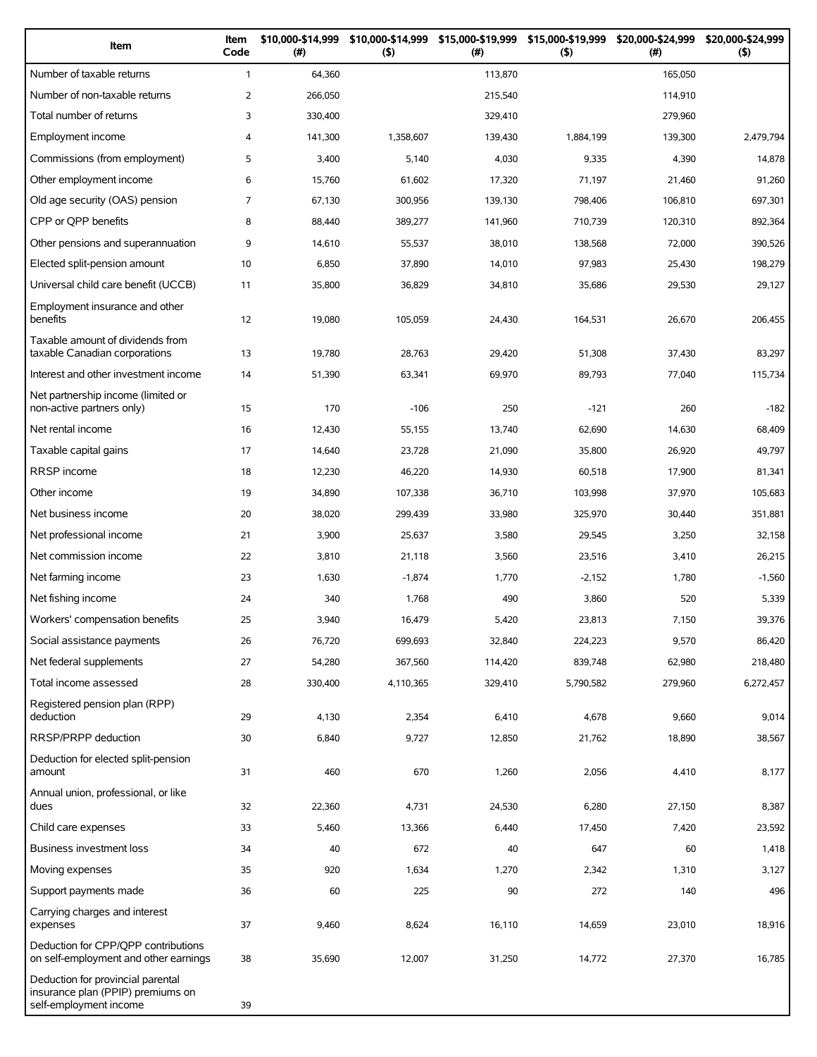| Item | Item Code | $10,000-$14,999 (#) | $10,000-$14,999 ($) | $15,000-$19,999 (#) | $15,000-$19,999 ($) | $20,000-$24,999 (#) | $20,000-$24,999 ($) |
|---|---|---|---|---|---|---|---|
| Number of taxable returns | 1 | 64,360 | | 113,870 | | 165,050 | |
| Number of non-taxable returns | 2 | 266,050 | | 215,540 | | 114,910 | |
| Total number of returns | 3 | 330,400 | | 329,410 | | 279,960 | |
| Employment income | 4 | 141,300 | 1,358,607 | 139,430 | 1,884,199 | 139,300 | 2,479,794 |
| Commissions (from employment) | 5 | 3,400 | 5,140 | 4,030 | 9,335 | 4,390 | 14,878 |
| Other employment income | 6 | 15,760 | 61,602 | 17,320 | 71,197 | 21,460 | 91,260 |
| Old age security (OAS) pension | 7 | 67,130 | 300,956 | 139,130 | 798,406 | 106,810 | 697,301 |
| CPP or QPP benefits | 8 | 88,440 | 389,277 | 141,960 | 710,739 | 120,310 | 892,364 |
| Other pensions and superannuation | 9 | 14,610 | 55,537 | 38,010 | 138,568 | 72,000 | 390,526 |
| Elected split-pension amount | 10 | 6,850 | 37,890 | 14,010 | 97,983 | 25,430 | 198,279 |
| Universal child care benefit (UCCB) | 11 | 35,800 | 36,829 | 34,810 | 35,686 | 29,530 | 29,127 |
| Employment insurance and other benefits | 12 | 19,080 | 105,059 | 24,430 | 164,531 | 26,670 | 206,455 |
| Taxable amount of dividends from taxable Canadian corporations | 13 | 19,780 | 28,763 | 29,420 | 51,308 | 37,430 | 83,297 |
| Interest and other investment income | 14 | 51,390 | 63,341 | 69,970 | 89,793 | 77,040 | 115,734 |
| Net partnership income (limited or non-active partners only) | 15 | 170 | -106 | 250 | -121 | 260 | -182 |
| Net rental income | 16 | 12,430 | 55,155 | 13,740 | 62,690 | 14,630 | 68,409 |
| Taxable capital gains | 17 | 14,640 | 23,728 | 21,090 | 35,800 | 26,920 | 49,797 |
| RRSP income | 18 | 12,230 | 46,220 | 14,930 | 60,518 | 17,900 | 81,341 |
| Other income | 19 | 34,890 | 107,338 | 36,710 | 103,998 | 37,970 | 105,683 |
| Net business income | 20 | 38,020 | 299,439 | 33,980 | 325,970 | 30,440 | 351,881 |
| Net professional income | 21 | 3,900 | 25,637 | 3,580 | 29,545 | 3,250 | 32,158 |
| Net commission income | 22 | 3,810 | 21,118 | 3,560 | 23,516 | 3,410 | 26,215 |
| Net farming income | 23 | 1,630 | -1,874 | 1,770 | -2,152 | 1,780 | -1,560 |
| Net fishing income | 24 | 340 | 1,768 | 490 | 3,860 | 520 | 5,339 |
| Workers' compensation benefits | 25 | 3,940 | 16,479 | 5,420 | 23,813 | 7,150 | 39,376 |
| Social assistance payments | 26 | 76,720 | 699,693 | 32,840 | 224,223 | 9,570 | 86,420 |
| Net federal supplements | 27 | 54,280 | 367,560 | 114,420 | 839,748 | 62,980 | 218,480 |
| Total income assessed | 28 | 330,400 | 4,110,365 | 329,410 | 5,790,582 | 279,960 | 6,272,457 |
| Registered pension plan (RPP) deduction | 29 | 4,130 | 2,354 | 6,410 | 4,678 | 9,660 | 9,014 |
| RRSP/PRPP deduction | 30 | 6,840 | 9,727 | 12,850 | 21,762 | 18,890 | 38,567 |
| Deduction for elected split-pension amount | 31 | 460 | 670 | 1,260 | 2,056 | 4,410 | 8,177 |
| Annual union, professional, or like dues | 32 | 22,360 | 4,731 | 24,530 | 6,280 | 27,150 | 8,387 |
| Child care expenses | 33 | 5,460 | 13,366 | 6,440 | 17,450 | 7,420 | 23,592 |
| Business investment loss | 34 | 40 | 672 | 40 | 647 | 60 | 1,418 |
| Moving expenses | 35 | 920 | 1,634 | 1,270 | 2,342 | 1,310 | 3,127 |
| Support payments made | 36 | 60 | 225 | 90 | 272 | 140 | 496 |
| Carrying charges and interest expenses | 37 | 9,460 | 8,624 | 16,110 | 14,659 | 23,010 | 18,916 |
| Deduction for CPP/QPP contributions on self-employment and other earnings | 38 | 35,690 | 12,007 | 31,250 | 14,772 | 27,370 | 16,785 |
| Deduction for provincial parental insurance plan (PPIP) premiums on self-employment income | 39 | | | | | | |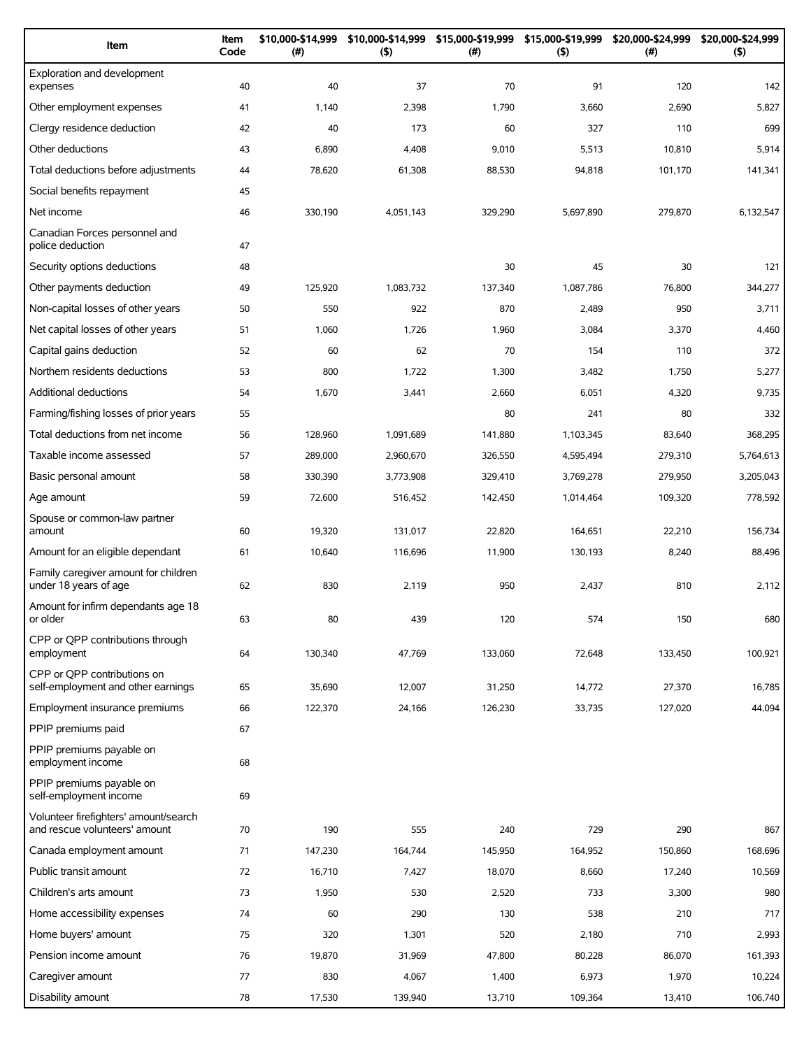| Item | Item Code | $10,000-$14,999 (#) | $10,000-$14,999 ($) | $15,000-$19,999 (#) | $15,000-$19,999 ($) | $20,000-$24,999 (#) | $20,000-$24,999 ($) |
|---|---|---|---|---|---|---|---|
| Exploration and development expenses | 40 | 40 | 37 | 70 | 91 | 120 | 142 |
| Other employment expenses | 41 | 1,140 | 2,398 | 1,790 | 3,660 | 2,690 | 5,827 |
| Clergy residence deduction | 42 | 40 | 173 | 60 | 327 | 110 | 699 |
| Other deductions | 43 | 6,890 | 4,408 | 9,010 | 5,513 | 10,810 | 5,914 |
| Total deductions before adjustments | 44 | 78,620 | 61,308 | 88,530 | 94,818 | 101,170 | 141,341 |
| Social benefits repayment | 45 | | | | | | |
| Net income | 46 | 330,190 | 4,051,143 | 329,290 | 5,697,890 | 279,870 | 6,132,547 |
| Canadian Forces personnel and police deduction | 47 | | | | | | |
| Security options deductions | 48 | | | 30 | 45 | 30 | 121 |
| Other payments deduction | 49 | 125,920 | 1,083,732 | 137,340 | 1,087,786 | 76,800 | 344,277 |
| Non-capital losses of other years | 50 | 550 | 922 | 870 | 2,489 | 950 | 3,711 |
| Net capital losses of other years | 51 | 1,060 | 1,726 | 1,960 | 3,084 | 3,370 | 4,460 |
| Capital gains deduction | 52 | 60 | 62 | 70 | 154 | 110 | 372 |
| Northern residents deductions | 53 | 800 | 1,722 | 1,300 | 3,482 | 1,750 | 5,277 |
| Additional deductions | 54 | 1,670 | 3,441 | 2,660 | 6,051 | 4,320 | 9,735 |
| Farming/fishing losses of prior years | 55 | | | 80 | 241 | 80 | 332 |
| Total deductions from net income | 56 | 128,960 | 1,091,689 | 141,880 | 1,103,345 | 83,640 | 368,295 |
| Taxable income assessed | 57 | 289,000 | 2,960,670 | 326,550 | 4,595,494 | 279,310 | 5,764,613 |
| Basic personal amount | 58 | 330,390 | 3,773,908 | 329,410 | 3,769,278 | 279,950 | 3,205,043 |
| Age amount | 59 | 72,600 | 516,452 | 142,450 | 1,014,464 | 109,320 | 778,592 |
| Spouse or common-law partner amount | 60 | 19,320 | 131,017 | 22,820 | 164,651 | 22,210 | 156,734 |
| Amount for an eligible dependant | 61 | 10,640 | 116,696 | 11,900 | 130,193 | 8,240 | 88,496 |
| Family caregiver amount for children under 18 years of age | 62 | 830 | 2,119 | 950 | 2,437 | 810 | 2,112 |
| Amount for infirm dependants age 18 or older | 63 | 80 | 439 | 120 | 574 | 150 | 680 |
| CPP or QPP contributions through employment | 64 | 130,340 | 47,769 | 133,060 | 72,648 | 133,450 | 100,921 |
| CPP or QPP contributions on self-employment and other earnings | 65 | 35,690 | 12,007 | 31,250 | 14,772 | 27,370 | 16,785 |
| Employment insurance premiums | 66 | 122,370 | 24,166 | 126,230 | 33,735 | 127,020 | 44,094 |
| PPIP premiums paid | 67 | | | | | | |
| PPIP premiums payable on employment income | 68 | | | | | | |
| PPIP premiums payable on self-employment income | 69 | | | | | | |
| Volunteer firefighters' amount/search and rescue volunteers' amount | 70 | 190 | 555 | 240 | 729 | 290 | 867 |
| Canada employment amount | 71 | 147,230 | 164,744 | 145,950 | 164,952 | 150,860 | 168,696 |
| Public transit amount | 72 | 16,710 | 7,427 | 18,070 | 8,660 | 17,240 | 10,569 |
| Children's arts amount | 73 | 1,950 | 530 | 2,520 | 733 | 3,300 | 980 |
| Home accessibility expenses | 74 | 60 | 290 | 130 | 538 | 210 | 717 |
| Home buyers' amount | 75 | 320 | 1,301 | 520 | 2,180 | 710 | 2,993 |
| Pension income amount | 76 | 19,870 | 31,969 | 47,800 | 80,228 | 86,070 | 161,393 |
| Caregiver amount | 77 | 830 | 4,067 | 1,400 | 6,973 | 1,970 | 10,224 |
| Disability amount | 78 | 17,530 | 139,940 | 13,710 | 109,364 | 13,410 | 106,740 |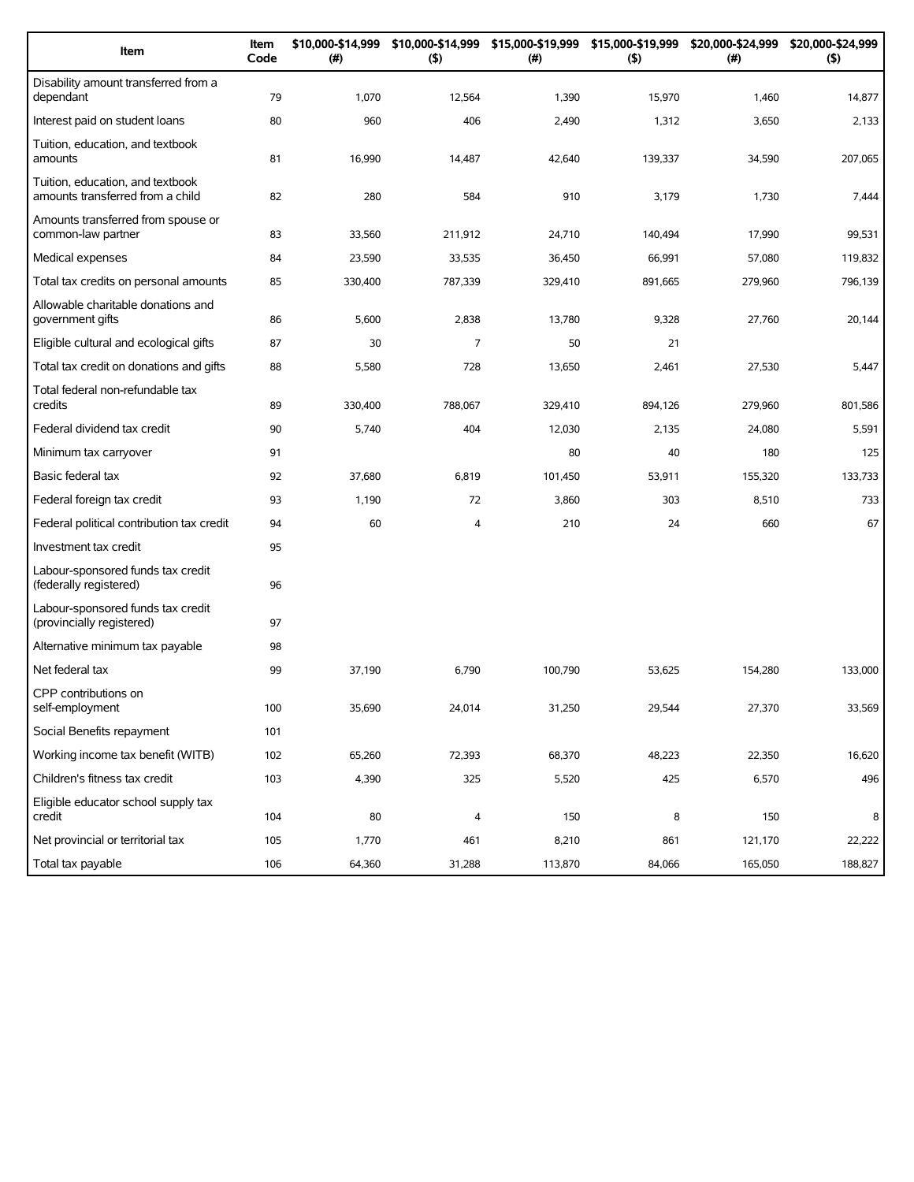| Item | Item Code | $10,000-$14,999 (#) | $10,000-$14,999 ($) | $15,000-$19,999 (#) | $15,000-$19,999 ($) | $20,000-$24,999 (#) | $20,000-$24,999 ($) |
|---|---|---|---|---|---|---|---|
| Disability amount transferred from a dependant | 79 | 1,070 | 12,564 | 1,390 | 15,970 | 1,460 | 14,877 |
| Interest paid on student loans | 80 | 960 | 406 | 2,490 | 1,312 | 3,650 | 2,133 |
| Tuition, education, and textbook amounts | 81 | 16,990 | 14,487 | 42,640 | 139,337 | 34,590 | 207,065 |
| Tuition, education, and textbook amounts transferred from a child | 82 | 280 | 584 | 910 | 3,179 | 1,730 | 7,444 |
| Amounts transferred from spouse or common-law partner | 83 | 33,560 | 211,912 | 24,710 | 140,494 | 17,990 | 99,531 |
| Medical expenses | 84 | 23,590 | 33,535 | 36,450 | 66,991 | 57,080 | 119,832 |
| Total tax credits on personal amounts | 85 | 330,400 | 787,339 | 329,410 | 891,665 | 279,960 | 796,139 |
| Allowable charitable donations and government gifts | 86 | 5,600 | 2,838 | 13,780 | 9,328 | 27,760 | 20,144 |
| Eligible cultural and ecological gifts | 87 | 30 | 7 | 50 | 21 | | |
| Total tax credit on donations and gifts | 88 | 5,580 | 728 | 13,650 | 2,461 | 27,530 | 5,447 |
| Total federal non-refundable tax credits | 89 | 330,400 | 788,067 | 329,410 | 894,126 | 279,960 | 801,586 |
| Federal dividend tax credit | 90 | 5,740 | 404 | 12,030 | 2,135 | 24,080 | 5,591 |
| Minimum tax carryover | 91 | | | 80 | 40 | 180 | 125 |
| Basic federal tax | 92 | 37,680 | 6,819 | 101,450 | 53,911 | 155,320 | 133,733 |
| Federal foreign tax credit | 93 | 1,190 | 72 | 3,860 | 303 | 8,510 | 733 |
| Federal political contribution tax credit | 94 | 60 | 4 | 210 | 24 | 660 | 67 |
| Investment tax credit | 95 | | | | | | |
| Labour-sponsored funds tax credit (federally registered) | 96 | | | | | | |
| Labour-sponsored funds tax credit (provincially registered) | 97 | | | | | | |
| Alternative minimum tax payable | 98 | | | | | | |
| Net federal tax | 99 | 37,190 | 6,790 | 100,790 | 53,625 | 154,280 | 133,000 |
| CPP contributions on self-employment | 100 | 35,690 | 24,014 | 31,250 | 29,544 | 27,370 | 33,569 |
| Social Benefits repayment | 101 | | | | | | |
| Working income tax benefit (WITB) | 102 | 65,260 | 72,393 | 68,370 | 48,223 | 22,350 | 16,620 |
| Children's fitness tax credit | 103 | 4,390 | 325 | 5,520 | 425 | 6,570 | 496 |
| Eligible educator school supply tax credit | 104 | 80 | 4 | 150 | 8 | 150 | 8 |
| Net provincial or territorial tax | 105 | 1,770 | 461 | 8,210 | 861 | 121,170 | 22,222 |
| Total tax payable | 106 | 64,360 | 31,288 | 113,870 | 84,066 | 165,050 | 188,827 |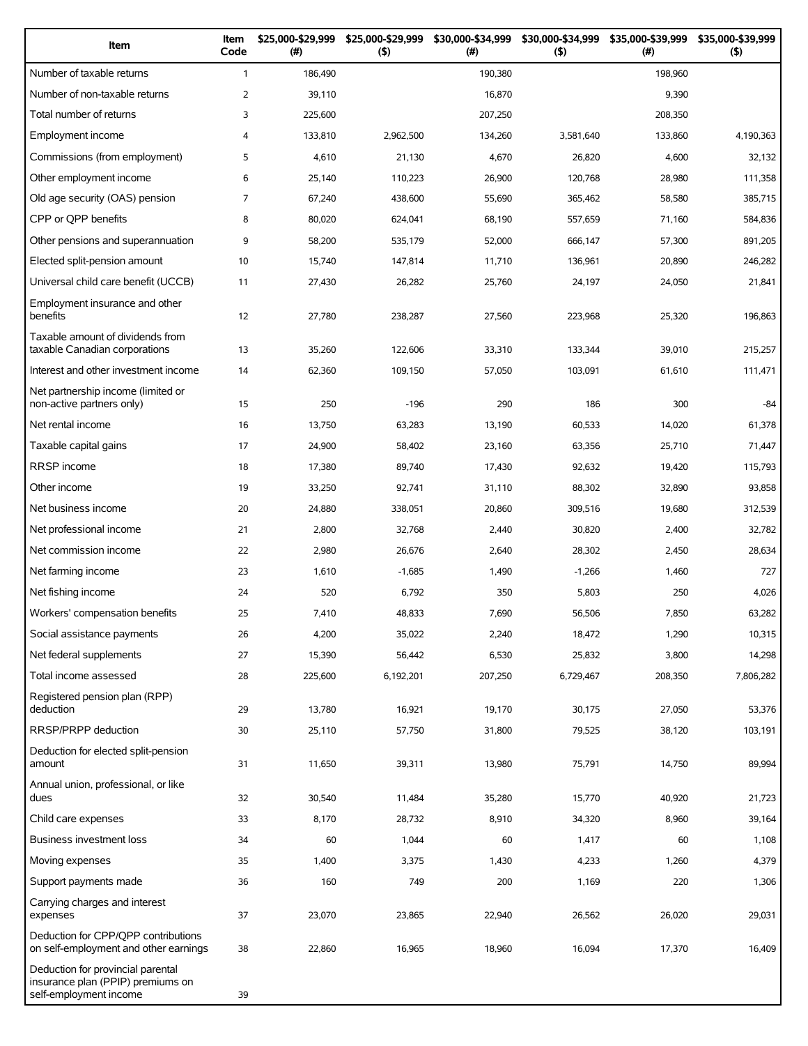| Item | Item Code | $25,000-$29,999 (#) | $25,000-$29,999 ($) | $30,000-$34,999 (#) | $30,000-$34,999 ($) | $35,000-$39,999 (#) | $35,000-$39,999 ($) |
|---|---|---|---|---|---|---|---|
| Number of taxable returns | 1 | 186,490 | | 190,380 | | 198,960 | |
| Number of non-taxable returns | 2 | 39,110 | | 16,870 | | 9,390 | |
| Total number of returns | 3 | 225,600 | | 207,250 | | 208,350 | |
| Employment income | 4 | 133,810 | 2,962,500 | 134,260 | 3,581,640 | 133,860 | 4,190,363 |
| Commissions (from employment) | 5 | 4,610 | 21,130 | 4,670 | 26,820 | 4,600 | 32,132 |
| Other employment income | 6 | 25,140 | 110,223 | 26,900 | 120,768 | 28,980 | 111,358 |
| Old age security (OAS) pension | 7 | 67,240 | 438,600 | 55,690 | 365,462 | 58,580 | 385,715 |
| CPP or QPP benefits | 8 | 80,020 | 624,041 | 68,190 | 557,659 | 71,160 | 584,836 |
| Other pensions and superannuation | 9 | 58,200 | 535,179 | 52,000 | 666,147 | 57,300 | 891,205 |
| Elected split-pension amount | 10 | 15,740 | 147,814 | 11,710 | 136,961 | 20,890 | 246,282 |
| Universal child care benefit (UCCB) | 11 | 27,430 | 26,282 | 25,760 | 24,197 | 24,050 | 21,841 |
| Employment insurance and other benefits | 12 | 27,780 | 238,287 | 27,560 | 223,968 | 25,320 | 196,863 |
| Taxable amount of dividends from taxable Canadian corporations | 13 | 35,260 | 122,606 | 33,310 | 133,344 | 39,010 | 215,257 |
| Interest and other investment income | 14 | 62,360 | 109,150 | 57,050 | 103,091 | 61,610 | 111,471 |
| Net partnership income (limited or non-active partners only) | 15 | 250 | -196 | 290 | 186 | 300 | -84 |
| Net rental income | 16 | 13,750 | 63,283 | 13,190 | 60,533 | 14,020 | 61,378 |
| Taxable capital gains | 17 | 24,900 | 58,402 | 23,160 | 63,356 | 25,710 | 71,447 |
| RRSP income | 18 | 17,380 | 89,740 | 17,430 | 92,632 | 19,420 | 115,793 |
| Other income | 19 | 33,250 | 92,741 | 31,110 | 88,302 | 32,890 | 93,858 |
| Net business income | 20 | 24,880 | 338,051 | 20,860 | 309,516 | 19,680 | 312,539 |
| Net professional income | 21 | 2,800 | 32,768 | 2,440 | 30,820 | 2,400 | 32,782 |
| Net commission income | 22 | 2,980 | 26,676 | 2,640 | 28,302 | 2,450 | 28,634 |
| Net farming income | 23 | 1,610 | -1,685 | 1,490 | -1,266 | 1,460 | 727 |
| Net fishing income | 24 | 520 | 6,792 | 350 | 5,803 | 250 | 4,026 |
| Workers' compensation benefits | 25 | 7,410 | 48,833 | 7,690 | 56,506 | 7,850 | 63,282 |
| Social assistance payments | 26 | 4,200 | 35,022 | 2,240 | 18,472 | 1,290 | 10,315 |
| Net federal supplements | 27 | 15,390 | 56,442 | 6,530 | 25,832 | 3,800 | 14,298 |
| Total income assessed | 28 | 225,600 | 6,192,201 | 207,250 | 6,729,467 | 208,350 | 7,806,282 |
| Registered pension plan (RPP) deduction | 29 | 13,780 | 16,921 | 19,170 | 30,175 | 27,050 | 53,376 |
| RRSP/PRPP deduction | 30 | 25,110 | 57,750 | 31,800 | 79,525 | 38,120 | 103,191 |
| Deduction for elected split-pension amount | 31 | 11,650 | 39,311 | 13,980 | 75,791 | 14,750 | 89,994 |
| Annual union, professional, or like dues | 32 | 30,540 | 11,484 | 35,280 | 15,770 | 40,920 | 21,723 |
| Child care expenses | 33 | 8,170 | 28,732 | 8,910 | 34,320 | 8,960 | 39,164 |
| Business investment loss | 34 | 60 | 1,044 | 60 | 1,417 | 60 | 1,108 |
| Moving expenses | 35 | 1,400 | 3,375 | 1,430 | 4,233 | 1,260 | 4,379 |
| Support payments made | 36 | 160 | 749 | 200 | 1,169 | 220 | 1,306 |
| Carrying charges and interest expenses | 37 | 23,070 | 23,865 | 22,940 | 26,562 | 26,020 | 29,031 |
| Deduction for CPP/QPP contributions on self-employment and other earnings | 38 | 22,860 | 16,965 | 18,960 | 16,094 | 17,370 | 16,409 |
| Deduction for provincial parental insurance plan (PPIP) premiums on self-employment income | 39 | | | | | | |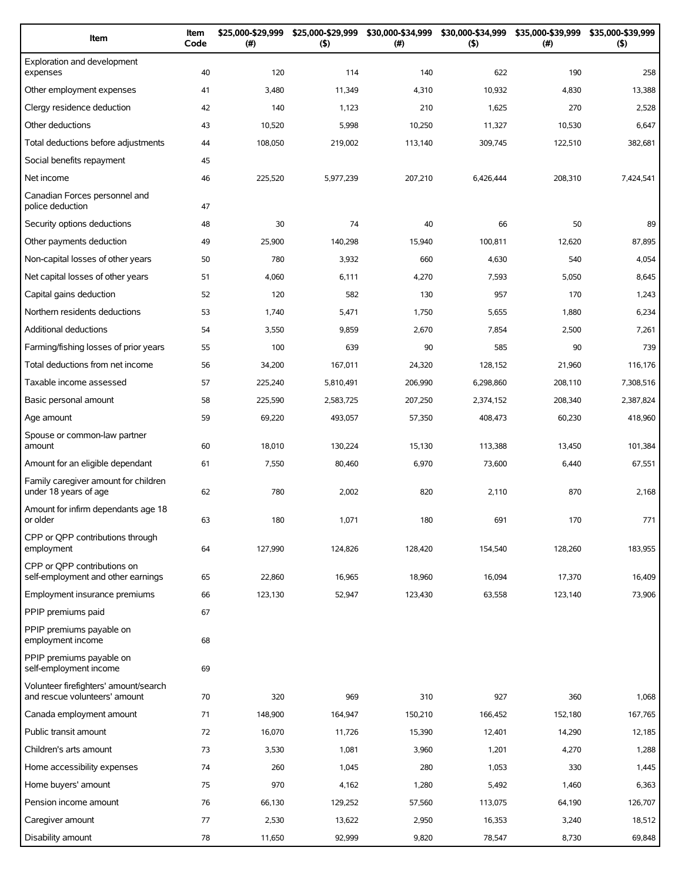| Item | Item Code | $25,000-$29,999 (#) | $25,000-$29,999 ($) | $30,000-$34,999 (#) | $30,000-$34,999 ($) | $35,000-$39,999 (#) | $35,000-$39,999 ($) |
|---|---|---|---|---|---|---|---|
| Exploration and development expenses | 40 | 120 | 114 | 140 | 622 | 190 | 258 |
| Other employment expenses | 41 | 3,480 | 11,349 | 4,310 | 10,932 | 4,830 | 13,388 |
| Clergy residence deduction | 42 | 140 | 1,123 | 210 | 1,625 | 270 | 2,528 |
| Other deductions | 43 | 10,520 | 5,998 | 10,250 | 11,327 | 10,530 | 6,647 |
| Total deductions before adjustments | 44 | 108,050 | 219,002 | 113,140 | 309,745 | 122,510 | 382,681 |
| Social benefits repayment | 45 | | | | | | |
| Net income | 46 | 225,520 | 5,977,239 | 207,210 | 6,426,444 | 208,310 | 7,424,541 |
| Canadian Forces personnel and police deduction | 47 | | | | | | |
| Security options deductions | 48 | 30 | 74 | 40 | 66 | 50 | 89 |
| Other payments deduction | 49 | 25,900 | 140,298 | 15,940 | 100,811 | 12,620 | 87,895 |
| Non-capital losses of other years | 50 | 780 | 3,932 | 660 | 4,630 | 540 | 4,054 |
| Net capital losses of other years | 51 | 4,060 | 6,111 | 4,270 | 7,593 | 5,050 | 8,645 |
| Capital gains deduction | 52 | 120 | 582 | 130 | 957 | 170 | 1,243 |
| Northern residents deductions | 53 | 1,740 | 5,471 | 1,750 | 5,655 | 1,880 | 6,234 |
| Additional deductions | 54 | 3,550 | 9,859 | 2,670 | 7,854 | 2,500 | 7,261 |
| Farming/fishing losses of prior years | 55 | 100 | 639 | 90 | 585 | 90 | 739 |
| Total deductions from net income | 56 | 34,200 | 167,011 | 24,320 | 128,152 | 21,960 | 116,176 |
| Taxable income assessed | 57 | 225,240 | 5,810,491 | 206,990 | 6,298,860 | 208,110 | 7,308,516 |
| Basic personal amount | 58 | 225,590 | 2,583,725 | 207,250 | 2,374,152 | 208,340 | 2,387,824 |
| Age amount | 59 | 69,220 | 493,057 | 57,350 | 408,473 | 60,230 | 418,960 |
| Spouse or common-law partner amount | 60 | 18,010 | 130,224 | 15,130 | 113,388 | 13,450 | 101,384 |
| Amount for an eligible dependant | 61 | 7,550 | 80,460 | 6,970 | 73,600 | 6,440 | 67,551 |
| Family caregiver amount for children under 18 years of age | 62 | 780 | 2,002 | 820 | 2,110 | 870 | 2,168 |
| Amount for infirm dependants age 18 or older | 63 | 180 | 1,071 | 180 | 691 | 170 | 771 |
| CPP or QPP contributions through employment | 64 | 127,990 | 124,826 | 128,420 | 154,540 | 128,260 | 183,955 |
| CPP or QPP contributions on self-employment and other earnings | 65 | 22,860 | 16,965 | 18,960 | 16,094 | 17,370 | 16,409 |
| Employment insurance premiums | 66 | 123,130 | 52,947 | 123,430 | 63,558 | 123,140 | 73,906 |
| PPIP premiums paid | 67 | | | | | | |
| PPIP premiums payable on employment income | 68 | | | | | | |
| PPIP premiums payable on self-employment income | 69 | | | | | | |
| Volunteer firefighters' amount/search and rescue volunteers' amount | 70 | 320 | 969 | 310 | 927 | 360 | 1,068 |
| Canada employment amount | 71 | 148,900 | 164,947 | 150,210 | 166,452 | 152,180 | 167,765 |
| Public transit amount | 72 | 16,070 | 11,726 | 15,390 | 12,401 | 14,290 | 12,185 |
| Children's arts amount | 73 | 3,530 | 1,081 | 3,960 | 1,201 | 4,270 | 1,288 |
| Home accessibility expenses | 74 | 260 | 1,045 | 280 | 1,053 | 330 | 1,445 |
| Home buyers' amount | 75 | 970 | 4,162 | 1,280 | 5,492 | 1,460 | 6,363 |
| Pension income amount | 76 | 66,130 | 129,252 | 57,560 | 113,075 | 64,190 | 126,707 |
| Caregiver amount | 77 | 2,530 | 13,622 | 2,950 | 16,353 | 3,240 | 18,512 |
| Disability amount | 78 | 11,650 | 92,999 | 9,820 | 78,547 | 8,730 | 69,848 |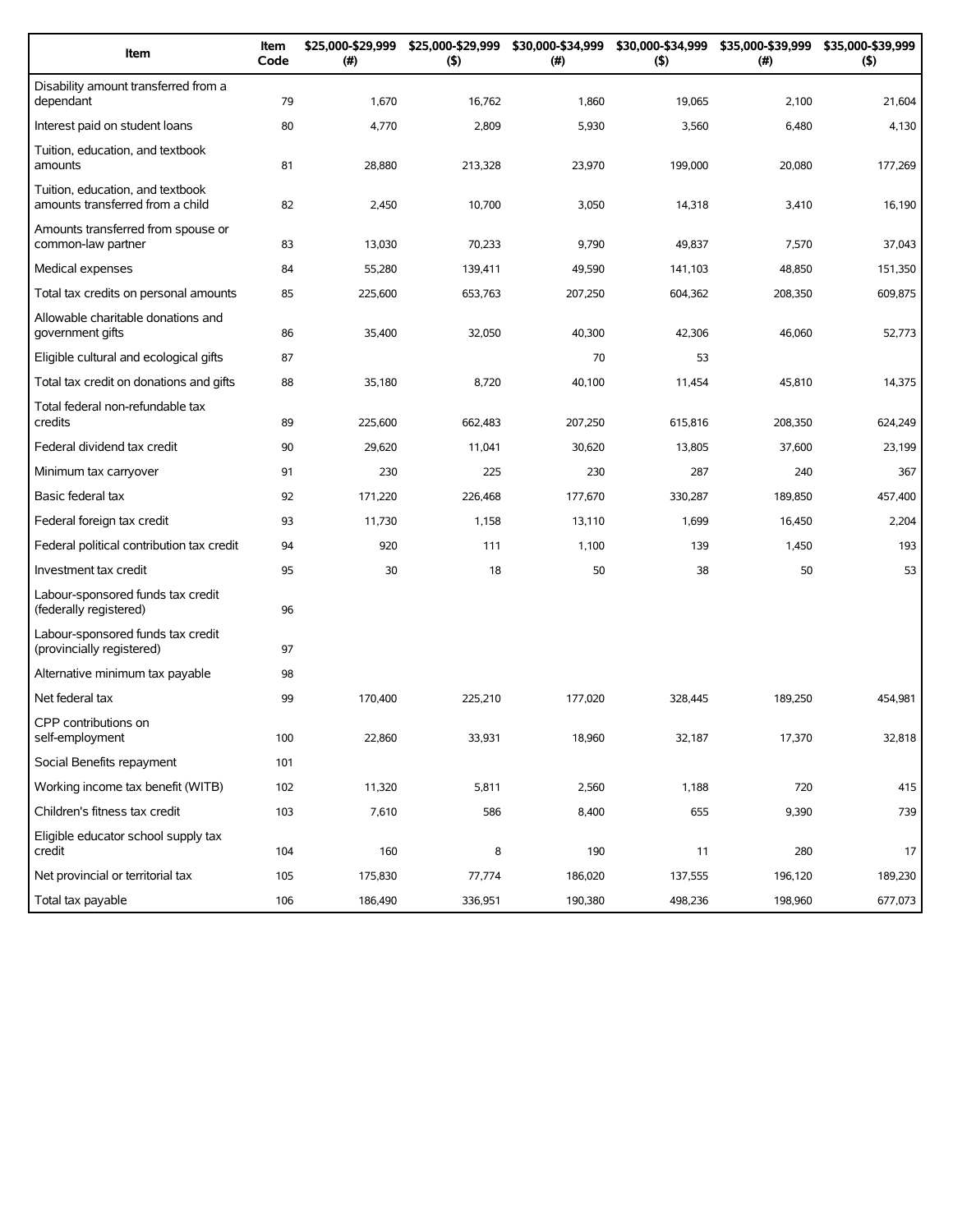| Item | Item Code | $25,000-$29,999 (#) | $25,000-$29,999 ($) | $30,000-$34,999 (#) | $30,000-$34,999 ($) | $35,000-$39,999 (#) | $35,000-$39,999 ($) |
|---|---|---|---|---|---|---|---|
| Disability amount transferred from a dependant | 79 | 1,670 | 16,762 | 1,860 | 19,065 | 2,100 | 21,604 |
| Interest paid on student loans | 80 | 4,770 | 2,809 | 5,930 | 3,560 | 6,480 | 4,130 |
| Tuition, education, and textbook amounts | 81 | 28,880 | 213,328 | 23,970 | 199,000 | 20,080 | 177,269 |
| Tuition, education, and textbook amounts transferred from a child | 82 | 2,450 | 10,700 | 3,050 | 14,318 | 3,410 | 16,190 |
| Amounts transferred from spouse or common-law partner | 83 | 13,030 | 70,233 | 9,790 | 49,837 | 7,570 | 37,043 |
| Medical expenses | 84 | 55,280 | 139,411 | 49,590 | 141,103 | 48,850 | 151,350 |
| Total tax credits on personal amounts | 85 | 225,600 | 653,763 | 207,250 | 604,362 | 208,350 | 609,875 |
| Allowable charitable donations and government gifts | 86 | 35,400 | 32,050 | 40,300 | 42,306 | 46,060 | 52,773 |
| Eligible cultural and ecological gifts | 87 | | | 70 | 53 | | |
| Total tax credit on donations and gifts | 88 | 35,180 | 8,720 | 40,100 | 11,454 | 45,810 | 14,375 |
| Total federal non-refundable tax credits | 89 | 225,600 | 662,483 | 207,250 | 615,816 | 208,350 | 624,249 |
| Federal dividend tax credit | 90 | 29,620 | 11,041 | 30,620 | 13,805 | 37,600 | 23,199 |
| Minimum tax carryover | 91 | 230 | 225 | 230 | 287 | 240 | 367 |
| Basic federal tax | 92 | 171,220 | 226,468 | 177,670 | 330,287 | 189,850 | 457,400 |
| Federal foreign tax credit | 93 | 11,730 | 1,158 | 13,110 | 1,699 | 16,450 | 2,204 |
| Federal political contribution tax credit | 94 | 920 | 111 | 1,100 | 139 | 1,450 | 193 |
| Investment tax credit | 95 | 30 | 18 | 50 | 38 | 50 | 53 |
| Labour-sponsored funds tax credit (federally registered) | 96 | | | | | | |
| Labour-sponsored funds tax credit (provincially registered) | 97 | | | | | | |
| Alternative minimum tax payable | 98 | | | | | | |
| Net federal tax | 99 | 170,400 | 225,210 | 177,020 | 328,445 | 189,250 | 454,981 |
| CPP contributions on self-employment | 100 | 22,860 | 33,931 | 18,960 | 32,187 | 17,370 | 32,818 |
| Social Benefits repayment | 101 | | | | | | |
| Working income tax benefit (WITB) | 102 | 11,320 | 5,811 | 2,560 | 1,188 | 720 | 415 |
| Children's fitness tax credit | 103 | 7,610 | 586 | 8,400 | 655 | 9,390 | 739 |
| Eligible educator school supply tax credit | 104 | 160 | 8 | 190 | 11 | 280 | 17 |
| Net provincial or territorial tax | 105 | 175,830 | 77,774 | 186,020 | 137,555 | 196,120 | 189,230 |
| Total tax payable | 106 | 186,490 | 336,951 | 190,380 | 498,236 | 198,960 | 677,073 |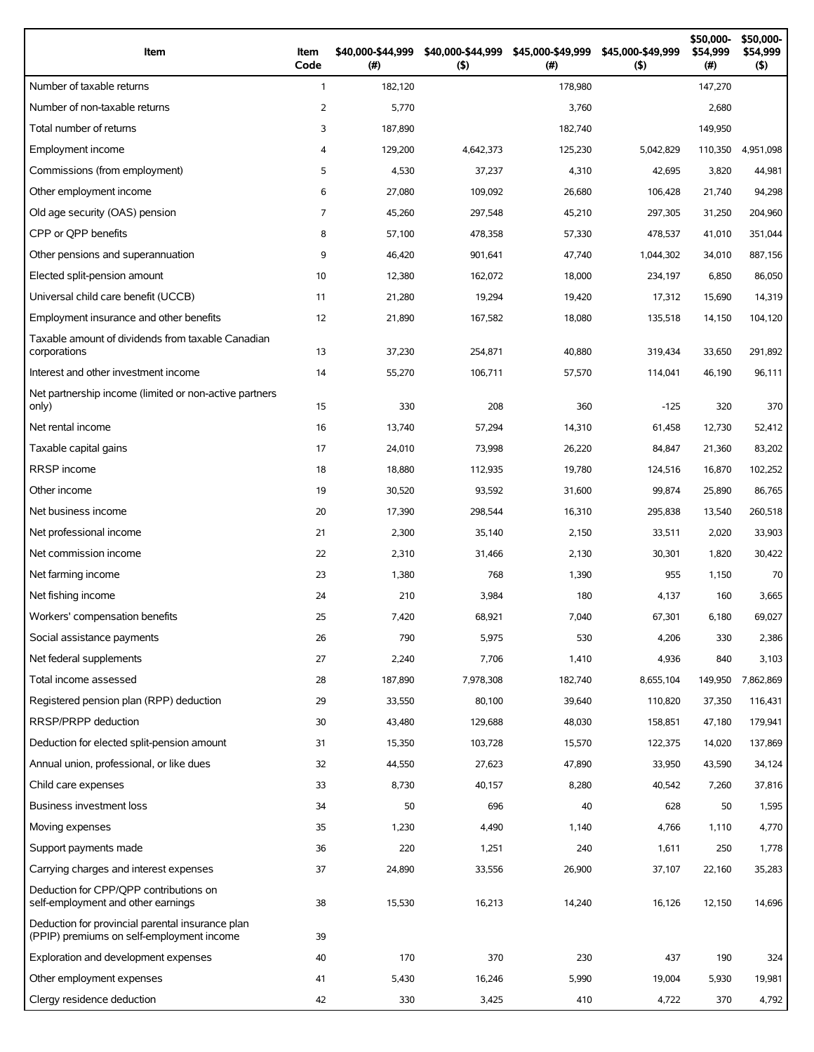| Item | Item Code | $40,000-$44,999 (#) | $40,000-$44,999 ($) | $45,000-$49,999 (#) | $45,000-$49,999 ($) | $50,000-$54,999 (#) | $50,000-$54,999 ($) |
|---|---|---|---|---|---|---|---|
| Number of taxable returns | 1 | 182,120 | | 178,980 | | 147,270 | |
| Number of non-taxable returns | 2 | 5,770 | | 3,760 | | 2,680 | |
| Total number of returns | 3 | 187,890 | | 182,740 | | 149,950 | |
| Employment income | 4 | 129,200 | 4,642,373 | 125,230 | 5,042,829 | 110,350 | 4,951,098 |
| Commissions (from employment) | 5 | 4,530 | 37,237 | 4,310 | 42,695 | 3,820 | 44,981 |
| Other employment income | 6 | 27,080 | 109,092 | 26,680 | 106,428 | 21,740 | 94,298 |
| Old age security (OAS) pension | 7 | 45,260 | 297,548 | 45,210 | 297,305 | 31,250 | 204,960 |
| CPP or QPP benefits | 8 | 57,100 | 478,358 | 57,330 | 478,537 | 41,010 | 351,044 |
| Other pensions and superannuation | 9 | 46,420 | 901,641 | 47,740 | 1,044,302 | 34,010 | 887,156 |
| Elected split-pension amount | 10 | 12,380 | 162,072 | 18,000 | 234,197 | 6,850 | 86,050 |
| Universal child care benefit (UCCB) | 11 | 21,280 | 19,294 | 19,420 | 17,312 | 15,690 | 14,319 |
| Employment insurance and other benefits | 12 | 21,890 | 167,582 | 18,080 | 135,518 | 14,150 | 104,120 |
| Taxable amount of dividends from taxable Canadian corporations | 13 | 37,230 | 254,871 | 40,880 | 319,434 | 33,650 | 291,892 |
| Interest and other investment income | 14 | 55,270 | 106,711 | 57,570 | 114,041 | 46,190 | 96,111 |
| Net partnership income (limited or non-active partners only) | 15 | 330 | 208 | 360 | -125 | 320 | 370 |
| Net rental income | 16 | 13,740 | 57,294 | 14,310 | 61,458 | 12,730 | 52,412 |
| Taxable capital gains | 17 | 24,010 | 73,998 | 26,220 | 84,847 | 21,360 | 83,202 |
| RRSP income | 18 | 18,880 | 112,935 | 19,780 | 124,516 | 16,870 | 102,252 |
| Other income | 19 | 30,520 | 93,592 | 31,600 | 99,874 | 25,890 | 86,765 |
| Net business income | 20 | 17,390 | 298,544 | 16,310 | 295,838 | 13,540 | 260,518 |
| Net professional income | 21 | 2,300 | 35,140 | 2,150 | 33,511 | 2,020 | 33,903 |
| Net commission income | 22 | 2,310 | 31,466 | 2,130 | 30,301 | 1,820 | 30,422 |
| Net farming income | 23 | 1,380 | 768 | 1,390 | 955 | 1,150 | 70 |
| Net fishing income | 24 | 210 | 3,984 | 180 | 4,137 | 160 | 3,665 |
| Workers' compensation benefits | 25 | 7,420 | 68,921 | 7,040 | 67,301 | 6,180 | 69,027 |
| Social assistance payments | 26 | 790 | 5,975 | 530 | 4,206 | 330 | 2,386 |
| Net federal supplements | 27 | 2,240 | 7,706 | 1,410 | 4,936 | 840 | 3,103 |
| Total income assessed | 28 | 187,890 | 7,978,308 | 182,740 | 8,655,104 | 149,950 | 7,862,869 |
| Registered pension plan (RPP) deduction | 29 | 33,550 | 80,100 | 39,640 | 110,820 | 37,350 | 116,431 |
| RRSP/PRPP deduction | 30 | 43,480 | 129,688 | 48,030 | 158,851 | 47,180 | 179,941 |
| Deduction for elected split-pension amount | 31 | 15,350 | 103,728 | 15,570 | 122,375 | 14,020 | 137,869 |
| Annual union, professional, or like dues | 32 | 44,550 | 27,623 | 47,890 | 33,950 | 43,590 | 34,124 |
| Child care expenses | 33 | 8,730 | 40,157 | 8,280 | 40,542 | 7,260 | 37,816 |
| Business investment loss | 34 | 50 | 696 | 40 | 628 | 50 | 1,595 |
| Moving expenses | 35 | 1,230 | 4,490 | 1,140 | 4,766 | 1,110 | 4,770 |
| Support payments made | 36 | 220 | 1,251 | 240 | 1,611 | 250 | 1,778 |
| Carrying charges and interest expenses | 37 | 24,890 | 33,556 | 26,900 | 37,107 | 22,160 | 35,283 |
| Deduction for CPP/QPP contributions on self-employment and other earnings | 38 | 15,530 | 16,213 | 14,240 | 16,126 | 12,150 | 14,696 |
| Deduction for provincial parental insurance plan (PPIP) premiums on self-employment income | 39 | | | | | | |
| Exploration and development expenses | 40 | 170 | 370 | 230 | 437 | 190 | 324 |
| Other employment expenses | 41 | 5,430 | 16,246 | 5,990 | 19,004 | 5,930 | 19,981 |
| Clergy residence deduction | 42 | 330 | 3,425 | 410 | 4,722 | 370 | 4,792 |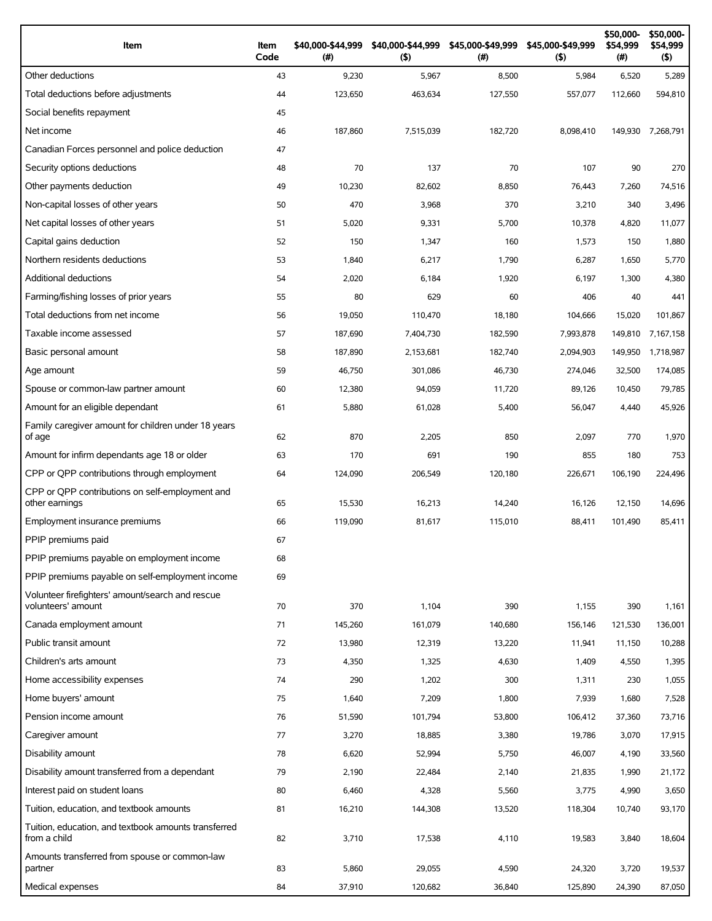| Item | Item Code | $40,000-$44,999 (#) | $40,000-$44,999 ($) | $45,000-$49,999 (#) | $45,000-$49,999 ($) | $50,000-$54,999 (#) | $50,000-$54,999 ($) |
|---|---|---|---|---|---|---|---|
| Other deductions | 43 | 9,230 | 5,967 | 8,500 | 5,984 | 6,520 | 5,289 |
| Total deductions before adjustments | 44 | 123,650 | 463,634 | 127,550 | 557,077 | 112,660 | 594,810 |
| Social benefits repayment | 45 | | | | | | |
| Net income | 46 | 187,860 | 7,515,039 | 182,720 | 8,098,410 | 149,930 | 7,268,791 |
| Canadian Forces personnel and police deduction | 47 | | | | | | |
| Security options deductions | 48 | 70 | 137 | 70 | 107 | 90 | 270 |
| Other payments deduction | 49 | 10,230 | 82,602 | 8,850 | 76,443 | 7,260 | 74,516 |
| Non-capital losses of other years | 50 | 470 | 3,968 | 370 | 3,210 | 340 | 3,496 |
| Net capital losses of other years | 51 | 5,020 | 9,331 | 5,700 | 10,378 | 4,820 | 11,077 |
| Capital gains deduction | 52 | 150 | 1,347 | 160 | 1,573 | 150 | 1,880 |
| Northern residents deductions | 53 | 1,840 | 6,217 | 1,790 | 6,287 | 1,650 | 5,770 |
| Additional deductions | 54 | 2,020 | 6,184 | 1,920 | 6,197 | 1,300 | 4,380 |
| Farming/fishing losses of prior years | 55 | 80 | 629 | 60 | 406 | 40 | 441 |
| Total deductions from net income | 56 | 19,050 | 110,470 | 18,180 | 104,666 | 15,020 | 101,867 |
| Taxable income assessed | 57 | 187,690 | 7,404,730 | 182,590 | 7,993,878 | 149,810 | 7,167,158 |
| Basic personal amount | 58 | 187,890 | 2,153,681 | 182,740 | 2,094,903 | 149,950 | 1,718,987 |
| Age amount | 59 | 46,750 | 301,086 | 46,730 | 274,046 | 32,500 | 174,085 |
| Spouse or common-law partner amount | 60 | 12,380 | 94,059 | 11,720 | 89,126 | 10,450 | 79,785 |
| Amount for an eligible dependant | 61 | 5,880 | 61,028 | 5,400 | 56,047 | 4,440 | 45,926 |
| Family caregiver amount for children under 18 years of age | 62 | 870 | 2,205 | 850 | 2,097 | 770 | 1,970 |
| Amount for infirm dependants age 18 or older | 63 | 170 | 691 | 190 | 855 | 180 | 753 |
| CPP or QPP contributions through employment | 64 | 124,090 | 206,549 | 120,180 | 226,671 | 106,190 | 224,496 |
| CPP or QPP contributions on self-employment and other earnings | 65 | 15,530 | 16,213 | 14,240 | 16,126 | 12,150 | 14,696 |
| Employment insurance premiums | 66 | 119,090 | 81,617 | 115,010 | 88,411 | 101,490 | 85,411 |
| PPIP premiums paid | 67 | | | | | | |
| PPIP premiums payable on employment income | 68 | | | | | | |
| PPIP premiums payable on self-employment income | 69 | | | | | | |
| Volunteer firefighters' amount/search and rescue volunteers' amount | 70 | 370 | 1,104 | 390 | 1,155 | 390 | 1,161 |
| Canada employment amount | 71 | 145,260 | 161,079 | 140,680 | 156,146 | 121,530 | 136,001 |
| Public transit amount | 72 | 13,980 | 12,319 | 13,220 | 11,941 | 11,150 | 10,288 |
| Children's arts amount | 73 | 4,350 | 1,325 | 4,630 | 1,409 | 4,550 | 1,395 |
| Home accessibility expenses | 74 | 290 | 1,202 | 300 | 1,311 | 230 | 1,055 |
| Home buyers' amount | 75 | 1,640 | 7,209 | 1,800 | 7,939 | 1,680 | 7,528 |
| Pension income amount | 76 | 51,590 | 101,794 | 53,800 | 106,412 | 37,360 | 73,716 |
| Caregiver amount | 77 | 3,270 | 18,885 | 3,380 | 19,786 | 3,070 | 17,915 |
| Disability amount | 78 | 6,620 | 52,994 | 5,750 | 46,007 | 4,190 | 33,560 |
| Disability amount transferred from a dependant | 79 | 2,190 | 22,484 | 2,140 | 21,835 | 1,990 | 21,172 |
| Interest paid on student loans | 80 | 6,460 | 4,328 | 5,560 | 3,775 | 4,990 | 3,650 |
| Tuition, education, and textbook amounts | 81 | 16,210 | 144,308 | 13,520 | 118,304 | 10,740 | 93,170 |
| Tuition, education, and textbook amounts transferred from a child | 82 | 3,710 | 17,538 | 4,110 | 19,583 | 3,840 | 18,604 |
| Amounts transferred from spouse or common-law partner | 83 | 5,860 | 29,055 | 4,590 | 24,320 | 3,720 | 19,537 |
| Medical expenses | 84 | 37,910 | 120,682 | 36,840 | 125,890 | 24,390 | 87,050 |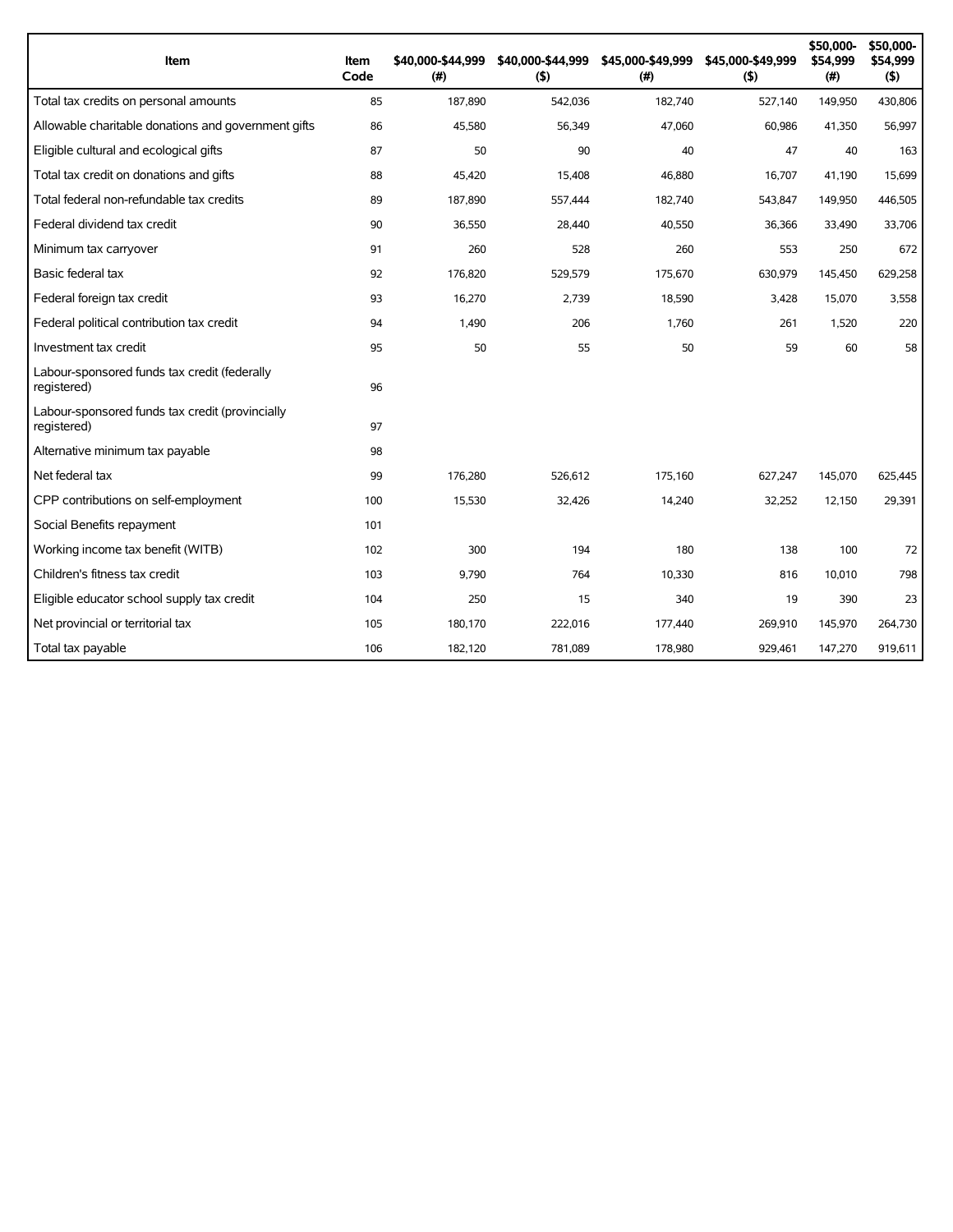| Item | Item Code | $40,000-$44,999 (#) | $40,000-$44,999 ($) | $45,000-$49,999 (#) | $45,000-$49,999 ($) | $50,000-$54,999 (#) | $50,000-$54,999 ($) |
|---|---|---|---|---|---|---|---|
| Total tax credits on personal amounts | 85 | 187,890 | 542,036 | 182,740 | 527,140 | 149,950 | 430,806 |
| Allowable charitable donations and government gifts | 86 | 45,580 | 56,349 | 47,060 | 60,986 | 41,350 | 56,997 |
| Eligible cultural and ecological gifts | 87 | 50 | 90 | 40 | 47 | 40 | 163 |
| Total tax credit on donations and gifts | 88 | 45,420 | 15,408 | 46,880 | 16,707 | 41,190 | 15,699 |
| Total federal non-refundable tax credits | 89 | 187,890 | 557,444 | 182,740 | 543,847 | 149,950 | 446,505 |
| Federal dividend tax credit | 90 | 36,550 | 28,440 | 40,550 | 36,366 | 33,490 | 33,706 |
| Minimum tax carryover | 91 | 260 | 528 | 260 | 553 | 250 | 672 |
| Basic federal tax | 92 | 176,820 | 529,579 | 175,670 | 630,979 | 145,450 | 629,258 |
| Federal foreign tax credit | 93 | 16,270 | 2,739 | 18,590 | 3,428 | 15,070 | 3,558 |
| Federal political contribution tax credit | 94 | 1,490 | 206 | 1,760 | 261 | 1,520 | 220 |
| Investment tax credit | 95 | 50 | 55 | 50 | 59 | 60 | 58 |
| Labour-sponsored funds tax credit (federally registered) | 96 | | | | | | |
| Labour-sponsored funds tax credit (provincially registered) | 97 | | | | | | |
| Alternative minimum tax payable | 98 | | | | | | |
| Net federal tax | 99 | 176,280 | 526,612 | 175,160 | 627,247 | 145,070 | 625,445 |
| CPP contributions on self-employment | 100 | 15,530 | 32,426 | 14,240 | 32,252 | 12,150 | 29,391 |
| Social Benefits repayment | 101 | | | | | | |
| Working income tax benefit (WITB) | 102 | 300 | 194 | 180 | 138 | 100 | 72 |
| Children's fitness tax credit | 103 | 9,790 | 764 | 10,330 | 816 | 10,010 | 798 |
| Eligible educator school supply tax credit | 104 | 250 | 15 | 340 | 19 | 390 | 23 |
| Net provincial or territorial tax | 105 | 180,170 | 222,016 | 177,440 | 269,910 | 145,970 | 264,730 |
| Total tax payable | 106 | 182,120 | 781,089 | 178,980 | 929,461 | 147,270 | 919,611 |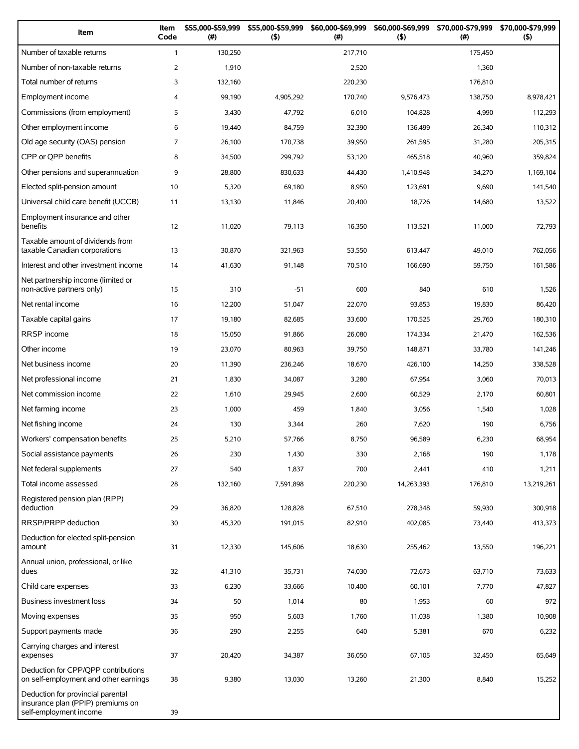| Item | Item Code | $55,000-$59,999 (#) | $55,000-$59,999 ($) | $60,000-$69,999 (#) | $60,000-$69,999 ($) | $70,000-$79,999 (#) | $70,000-$79,999 ($) |
|---|---|---|---|---|---|---|---|
| Number of taxable returns | 1 | 130,250 | | 217,710 | | 175,450 | |
| Number of non-taxable returns | 2 | 1,910 | | 2,520 | | 1,360 | |
| Total number of returns | 3 | 132,160 | | 220,230 | | 176,810 | |
| Employment income | 4 | 99,190 | 4,905,292 | 170,740 | 9,576,473 | 138,750 | 8,978,421 |
| Commissions (from employment) | 5 | 3,430 | 47,792 | 6,010 | 104,828 | 4,990 | 112,293 |
| Other employment income | 6 | 19,440 | 84,759 | 32,390 | 136,499 | 26,340 | 110,312 |
| Old age security (OAS) pension | 7 | 26,100 | 170,738 | 39,950 | 261,595 | 31,280 | 205,315 |
| CPP or QPP benefits | 8 | 34,500 | 299,792 | 53,120 | 465,518 | 40,960 | 359,824 |
| Other pensions and superannuation | 9 | 28,800 | 830,633 | 44,430 | 1,410,948 | 34,270 | 1,169,104 |
| Elected split-pension amount | 10 | 5,320 | 69,180 | 8,950 | 123,691 | 9,690 | 141,540 |
| Universal child care benefit (UCCB) | 11 | 13,130 | 11,846 | 20,400 | 18,726 | 14,680 | 13,522 |
| Employment insurance and other benefits | 12 | 11,020 | 79,113 | 16,350 | 113,521 | 11,000 | 72,793 |
| Taxable amount of dividends from taxable Canadian corporations | 13 | 30,870 | 321,963 | 53,550 | 613,447 | 49,010 | 762,056 |
| Interest and other investment income | 14 | 41,630 | 91,148 | 70,510 | 166,690 | 59,750 | 161,586 |
| Net partnership income (limited or non-active partners only) | 15 | 310 | -51 | 600 | 840 | 610 | 1,526 |
| Net rental income | 16 | 12,200 | 51,047 | 22,070 | 93,853 | 19,830 | 86,420 |
| Taxable capital gains | 17 | 19,180 | 82,685 | 33,600 | 170,525 | 29,760 | 180,310 |
| RRSP income | 18 | 15,050 | 91,866 | 26,080 | 174,334 | 21,470 | 162,536 |
| Other income | 19 | 23,070 | 80,963 | 39,750 | 148,871 | 33,780 | 141,246 |
| Net business income | 20 | 11,390 | 236,246 | 18,670 | 426,100 | 14,250 | 338,528 |
| Net professional income | 21 | 1,830 | 34,087 | 3,280 | 67,954 | 3,060 | 70,013 |
| Net commission income | 22 | 1,610 | 29,945 | 2,600 | 60,529 | 2,170 | 60,801 |
| Net farming income | 23 | 1,000 | 459 | 1,840 | 3,056 | 1,540 | 1,028 |
| Net fishing income | 24 | 130 | 3,344 | 260 | 7,620 | 190 | 6,756 |
| Workers' compensation benefits | 25 | 5,210 | 57,766 | 8,750 | 96,589 | 6,230 | 68,954 |
| Social assistance payments | 26 | 230 | 1,430 | 330 | 2,168 | 190 | 1,178 |
| Net federal supplements | 27 | 540 | 1,837 | 700 | 2,441 | 410 | 1,211 |
| Total income assessed | 28 | 132,160 | 7,591,898 | 220,230 | 14,263,393 | 176,810 | 13,219,261 |
| Registered pension plan (RPP) deduction | 29 | 36,820 | 128,828 | 67,510 | 278,348 | 59,930 | 300,918 |
| RRSP/PRPP deduction | 30 | 45,320 | 191,015 | 82,910 | 402,085 | 73,440 | 413,373 |
| Deduction for elected split-pension amount | 31 | 12,330 | 145,606 | 18,630 | 255,462 | 13,550 | 196,221 |
| Annual union, professional, or like dues | 32 | 41,310 | 35,731 | 74,030 | 72,673 | 63,710 | 73,633 |
| Child care expenses | 33 | 6,230 | 33,666 | 10,400 | 60,101 | 7,770 | 47,827 |
| Business investment loss | 34 | 50 | 1,014 | 80 | 1,953 | 60 | 972 |
| Moving expenses | 35 | 950 | 5,603 | 1,760 | 11,038 | 1,380 | 10,908 |
| Support payments made | 36 | 290 | 2,255 | 640 | 5,381 | 670 | 6,232 |
| Carrying charges and interest expenses | 37 | 20,420 | 34,387 | 36,050 | 67,105 | 32,450 | 65,649 |
| Deduction for CPP/QPP contributions on self-employment and other earnings | 38 | 9,380 | 13,030 | 13,260 | 21,300 | 8,840 | 15,252 |
| Deduction for provincial parental insurance plan (PPIP) premiums on self-employment income | 39 | | | | | | |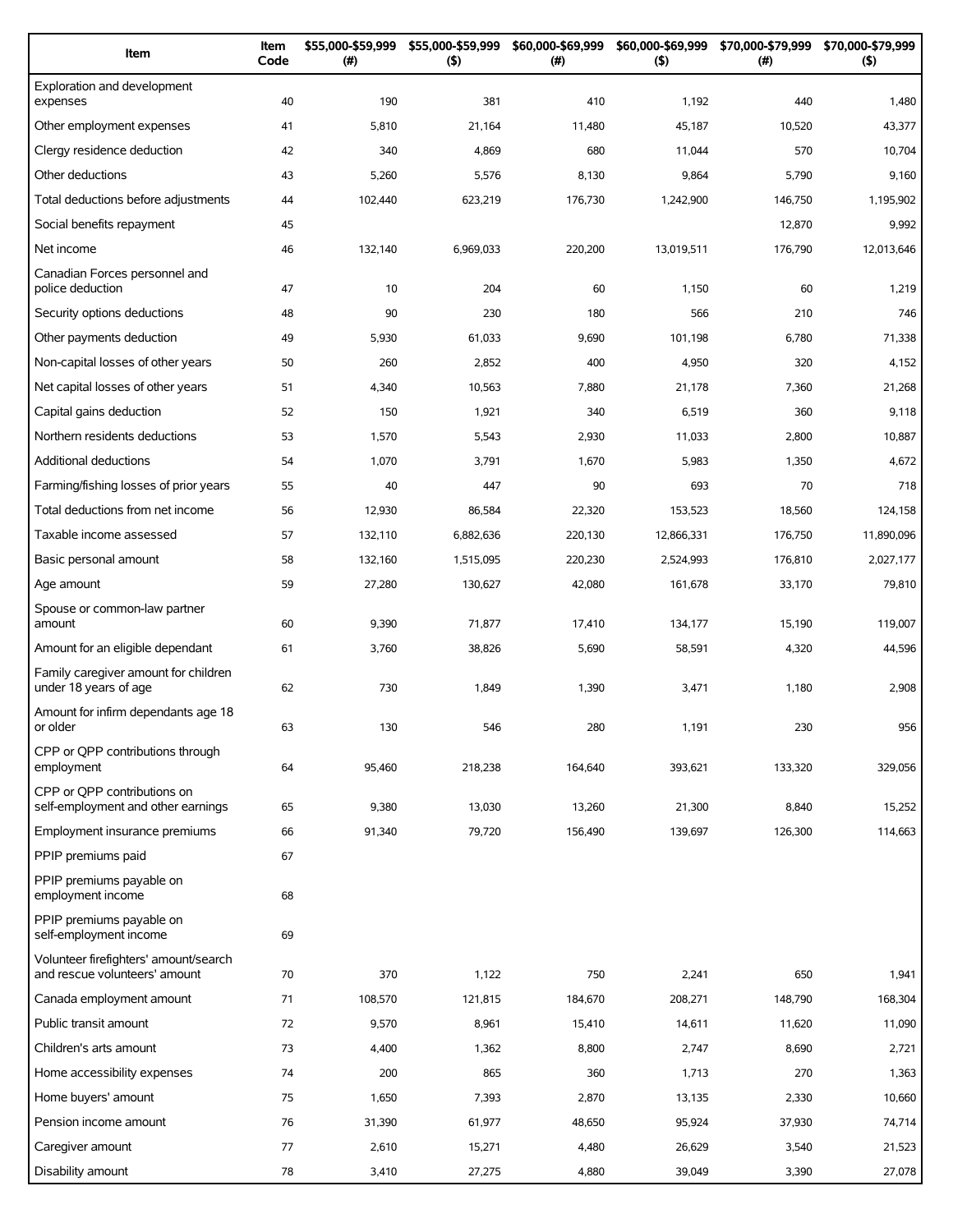| Item | Item Code | $55,000-$59,999 (#) | $55,000-$59,999 ($) | $60,000-$69,999 (#) | $60,000-$69,999 ($) | $70,000-$79,999 (#) | $70,000-$79,999 ($) |
|---|---|---|---|---|---|---|---|
| Exploration and development expenses | 40 | 190 | 381 | 410 | 1,192 | 440 | 1,480 |
| Other employment expenses | 41 | 5,810 | 21,164 | 11,480 | 45,187 | 10,520 | 43,377 |
| Clergy residence deduction | 42 | 340 | 4,869 | 680 | 11,044 | 570 | 10,704 |
| Other deductions | 43 | 5,260 | 5,576 | 8,130 | 9,864 | 5,790 | 9,160 |
| Total deductions before adjustments | 44 | 102,440 | 623,219 | 176,730 | 1,242,900 | 146,750 | 1,195,902 |
| Social benefits repayment | 45 | | | | | 12,870 | 9,992 |
| Net income | 46 | 132,140 | 6,969,033 | 220,200 | 13,019,511 | 176,790 | 12,013,646 |
| Canadian Forces personnel and police deduction | 47 | 10 | 204 | 60 | 1,150 | 60 | 1,219 |
| Security options deductions | 48 | 90 | 230 | 180 | 566 | 210 | 746 |
| Other payments deduction | 49 | 5,930 | 61,033 | 9,690 | 101,198 | 6,780 | 71,338 |
| Non-capital losses of other years | 50 | 260 | 2,852 | 400 | 4,950 | 320 | 4,152 |
| Net capital losses of other years | 51 | 4,340 | 10,563 | 7,880 | 21,178 | 7,360 | 21,268 |
| Capital gains deduction | 52 | 150 | 1,921 | 340 | 6,519 | 360 | 9,118 |
| Northern residents deductions | 53 | 1,570 | 5,543 | 2,930 | 11,033 | 2,800 | 10,887 |
| Additional deductions | 54 | 1,070 | 3,791 | 1,670 | 5,983 | 1,350 | 4,672 |
| Farming/fishing losses of prior years | 55 | 40 | 447 | 90 | 693 | 70 | 718 |
| Total deductions from net income | 56 | 12,930 | 86,584 | 22,320 | 153,523 | 18,560 | 124,158 |
| Taxable income assessed | 57 | 132,110 | 6,882,636 | 220,130 | 12,866,331 | 176,750 | 11,890,096 |
| Basic personal amount | 58 | 132,160 | 1,515,095 | 220,230 | 2,524,993 | 176,810 | 2,027,177 |
| Age amount | 59 | 27,280 | 130,627 | 42,080 | 161,678 | 33,170 | 79,810 |
| Spouse or common-law partner amount | 60 | 9,390 | 71,877 | 17,410 | 134,177 | 15,190 | 119,007 |
| Amount for an eligible dependant | 61 | 3,760 | 38,826 | 5,690 | 58,591 | 4,320 | 44,596 |
| Family caregiver amount for children under 18 years of age | 62 | 730 | 1,849 | 1,390 | 3,471 | 1,180 | 2,908 |
| Amount for infirm dependants age 18 or older | 63 | 130 | 546 | 280 | 1,191 | 230 | 956 |
| CPP or QPP contributions through employment | 64 | 95,460 | 218,238 | 164,640 | 393,621 | 133,320 | 329,056 |
| CPP or QPP contributions on self-employment and other earnings | 65 | 9,380 | 13,030 | 13,260 | 21,300 | 8,840 | 15,252 |
| Employment insurance premiums | 66 | 91,340 | 79,720 | 156,490 | 139,697 | 126,300 | 114,663 |
| PPIP premiums paid | 67 | | | | | | |
| PPIP premiums payable on employment income | 68 | | | | | | |
| PPIP premiums payable on self-employment income | 69 | | | | | | |
| Volunteer firefighters' amount/search and rescue volunteers' amount | 70 | 370 | 1,122 | 750 | 2,241 | 650 | 1,941 |
| Canada employment amount | 71 | 108,570 | 121,815 | 184,670 | 208,271 | 148,790 | 168,304 |
| Public transit amount | 72 | 9,570 | 8,961 | 15,410 | 14,611 | 11,620 | 11,090 |
| Children's arts amount | 73 | 4,400 | 1,362 | 8,800 | 2,747 | 8,690 | 2,721 |
| Home accessibility expenses | 74 | 200 | 865 | 360 | 1,713 | 270 | 1,363 |
| Home buyers' amount | 75 | 1,650 | 7,393 | 2,870 | 13,135 | 2,330 | 10,660 |
| Pension income amount | 76 | 31,390 | 61,977 | 48,650 | 95,924 | 37,930 | 74,714 |
| Caregiver amount | 77 | 2,610 | 15,271 | 4,480 | 26,629 | 3,540 | 21,523 |
| Disability amount | 78 | 3,410 | 27,275 | 4,880 | 39,049 | 3,390 | 27,078 |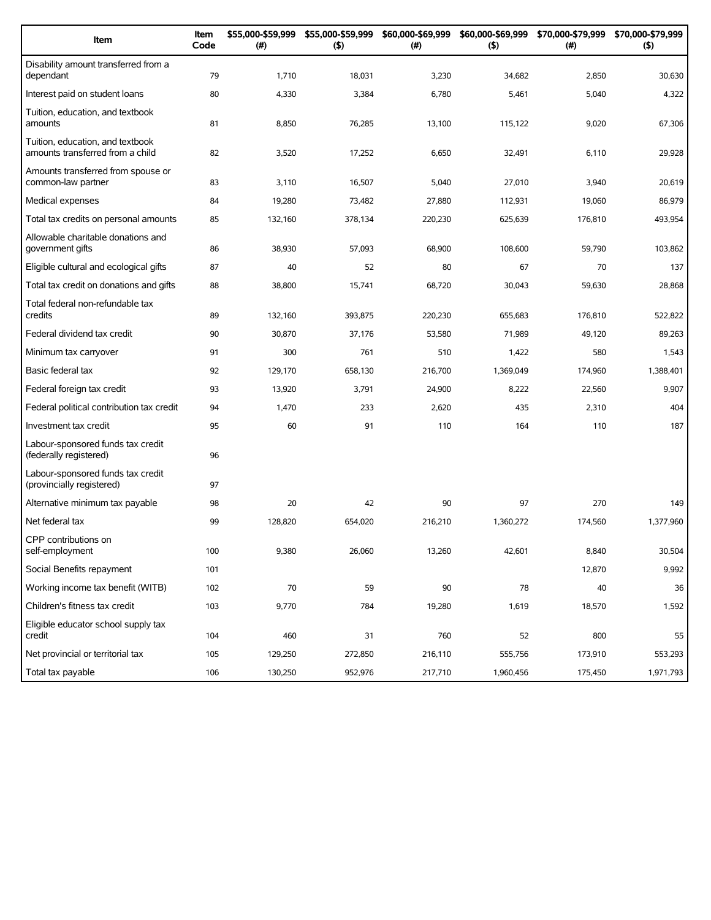| Item | Item Code | $55,000-$59,999 (#) | $55,000-$59,999 ($) | $60,000-$69,999 (#) | $60,000-$69,999 ($) | $70,000-$79,999 (#) | $70,000-$79,999 ($) |
|---|---|---|---|---|---|---|---|
| Disability amount transferred from a dependant | 79 | 1,710 | 18,031 | 3,230 | 34,682 | 2,850 | 30,630 |
| Interest paid on student loans | 80 | 4,330 | 3,384 | 6,780 | 5,461 | 5,040 | 4,322 |
| Tuition, education, and textbook amounts | 81 | 8,850 | 76,285 | 13,100 | 115,122 | 9,020 | 67,306 |
| Tuition, education, and textbook amounts transferred from a child | 82 | 3,520 | 17,252 | 6,650 | 32,491 | 6,110 | 29,928 |
| Amounts transferred from spouse or common-law partner | 83 | 3,110 | 16,507 | 5,040 | 27,010 | 3,940 | 20,619 |
| Medical expenses | 84 | 19,280 | 73,482 | 27,880 | 112,931 | 19,060 | 86,979 |
| Total tax credits on personal amounts | 85 | 132,160 | 378,134 | 220,230 | 625,639 | 176,810 | 493,954 |
| Allowable charitable donations and government gifts | 86 | 38,930 | 57,093 | 68,900 | 108,600 | 59,790 | 103,862 |
| Eligible cultural and ecological gifts | 87 | 40 | 52 | 80 | 67 | 70 | 137 |
| Total tax credit on donations and gifts | 88 | 38,800 | 15,741 | 68,720 | 30,043 | 59,630 | 28,868 |
| Total federal non-refundable tax credits | 89 | 132,160 | 393,875 | 220,230 | 655,683 | 176,810 | 522,822 |
| Federal dividend tax credit | 90 | 30,870 | 37,176 | 53,580 | 71,989 | 49,120 | 89,263 |
| Minimum tax carryover | 91 | 300 | 761 | 510 | 1,422 | 580 | 1,543 |
| Basic federal tax | 92 | 129,170 | 658,130 | 216,700 | 1,369,049 | 174,960 | 1,388,401 |
| Federal foreign tax credit | 93 | 13,920 | 3,791 | 24,900 | 8,222 | 22,560 | 9,907 |
| Federal political contribution tax credit | 94 | 1,470 | 233 | 2,620 | 435 | 2,310 | 404 |
| Investment tax credit | 95 | 60 | 91 | 110 | 164 | 110 | 187 |
| Labour-sponsored funds tax credit (federally registered) | 96 | | | | | | |
| Labour-sponsored funds tax credit (provincially registered) | 97 | | | | | | |
| Alternative minimum tax payable | 98 | 20 | 42 | 90 | 97 | 270 | 149 |
| Net federal tax | 99 | 128,820 | 654,020 | 216,210 | 1,360,272 | 174,560 | 1,377,960 |
| CPP contributions on self-employment | 100 | 9,380 | 26,060 | 13,260 | 42,601 | 8,840 | 30,504 |
| Social Benefits repayment | 101 | | | | | 12,870 | 9,992 |
| Working income tax benefit (WITB) | 102 | 70 | 59 | 90 | 78 | 40 | 36 |
| Children's fitness tax credit | 103 | 9,770 | 784 | 19,280 | 1,619 | 18,570 | 1,592 |
| Eligible educator school supply tax credit | 104 | 460 | 31 | 760 | 52 | 800 | 55 |
| Net provincial or territorial tax | 105 | 129,250 | 272,850 | 216,110 | 555,756 | 173,910 | 553,293 |
| Total tax payable | 106 | 130,250 | 952,976 | 217,710 | 1,960,456 | 175,450 | 1,971,793 |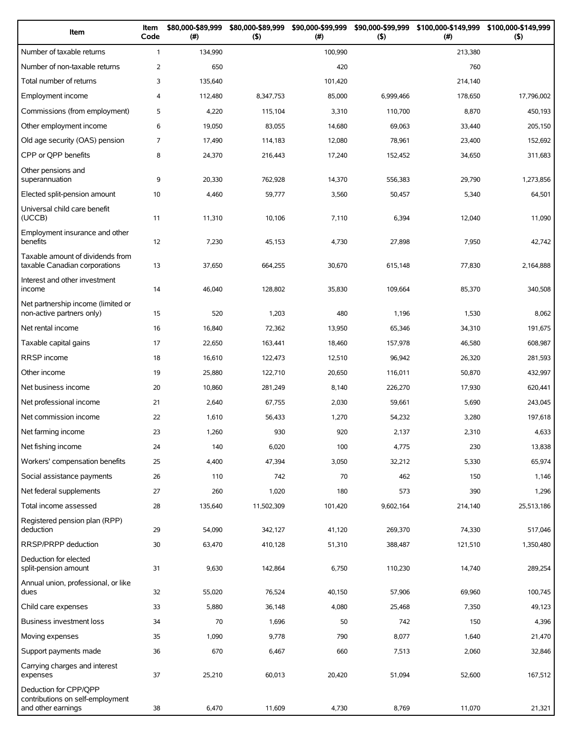| Item | Item Code | $80,000-$89,999 (#) | $80,000-$89,999 ($) | $90,000-$99,999 (#) | $90,000-$99,999 ($) | $100,000-$149,999 (#) | $100,000-$149,999 ($) |
|---|---|---|---|---|---|---|---|
| Number of taxable returns | 1 | 134,990 | | 100,990 | | 213,380 | |
| Number of non-taxable returns | 2 | 650 | | 420 | | 760 | |
| Total number of returns | 3 | 135,640 | | 101,420 | | 214,140 | |
| Employment income | 4 | 112,480 | 8,347,753 | 85,000 | 6,999,466 | 178,650 | 17,796,002 |
| Commissions (from employment) | 5 | 4,220 | 115,104 | 3,310 | 110,700 | 8,870 | 450,193 |
| Other employment income | 6 | 19,050 | 83,055 | 14,680 | 69,063 | 33,440 | 205,150 |
| Old age security (OAS) pension | 7 | 17,490 | 114,183 | 12,080 | 78,961 | 23,400 | 152,692 |
| CPP or QPP benefits | 8 | 24,370 | 216,443 | 17,240 | 152,452 | 34,650 | 311,683 |
| Other pensions and superannuation | 9 | 20,330 | 762,928 | 14,370 | 556,383 | 29,790 | 1,273,856 |
| Elected split-pension amount | 10 | 4,460 | 59,777 | 3,560 | 50,457 | 5,340 | 64,501 |
| Universal child care benefit (UCCB) | 11 | 11,310 | 10,106 | 7,110 | 6,394 | 12,040 | 11,090 |
| Employment insurance and other benefits | 12 | 7,230 | 45,153 | 4,730 | 27,898 | 7,950 | 42,742 |
| Taxable amount of dividends from taxable Canadian corporations | 13 | 37,650 | 664,255 | 30,670 | 615,148 | 77,830 | 2,164,888 |
| Interest and other investment income | 14 | 46,040 | 128,802 | 35,830 | 109,664 | 85,370 | 340,508 |
| Net partnership income (limited or non-active partners only) | 15 | 520 | 1,203 | 480 | 1,196 | 1,530 | 8,062 |
| Net rental income | 16 | 16,840 | 72,362 | 13,950 | 65,346 | 34,310 | 191,675 |
| Taxable capital gains | 17 | 22,650 | 163,441 | 18,460 | 157,978 | 46,580 | 608,987 |
| RRSP income | 18 | 16,610 | 122,473 | 12,510 | 96,942 | 26,320 | 281,593 |
| Other income | 19 | 25,880 | 122,710 | 20,650 | 116,011 | 50,870 | 432,997 |
| Net business income | 20 | 10,860 | 281,249 | 8,140 | 226,270 | 17,930 | 620,441 |
| Net professional income | 21 | 2,640 | 67,755 | 2,030 | 59,661 | 5,690 | 243,045 |
| Net commission income | 22 | 1,610 | 56,433 | 1,270 | 54,232 | 3,280 | 197,618 |
| Net farming income | 23 | 1,260 | 930 | 920 | 2,137 | 2,310 | 4,633 |
| Net fishing income | 24 | 140 | 6,020 | 100 | 4,775 | 230 | 13,838 |
| Workers' compensation benefits | 25 | 4,400 | 47,394 | 3,050 | 32,212 | 5,330 | 65,974 |
| Social assistance payments | 26 | 110 | 742 | 70 | 462 | 150 | 1,146 |
| Net federal supplements | 27 | 260 | 1,020 | 180 | 573 | 390 | 1,296 |
| Total income assessed | 28 | 135,640 | 11,502,309 | 101,420 | 9,602,164 | 214,140 | 25,513,186 |
| Registered pension plan (RPP) deduction | 29 | 54,090 | 342,127 | 41,120 | 269,370 | 74,330 | 517,046 |
| RRSP/PRPP deduction | 30 | 63,470 | 410,128 | 51,310 | 388,487 | 121,510 | 1,350,480 |
| Deduction for elected split-pension amount | 31 | 9,630 | 142,864 | 6,750 | 110,230 | 14,740 | 289,254 |
| Annual union, professional, or like dues | 32 | 55,020 | 76,524 | 40,150 | 57,906 | 69,960 | 100,745 |
| Child care expenses | 33 | 5,880 | 36,148 | 4,080 | 25,468 | 7,350 | 49,123 |
| Business investment loss | 34 | 70 | 1,696 | 50 | 742 | 150 | 4,396 |
| Moving expenses | 35 | 1,090 | 9,778 | 790 | 8,077 | 1,640 | 21,470 |
| Support payments made | 36 | 670 | 6,467 | 660 | 7,513 | 2,060 | 32,846 |
| Carrying charges and interest expenses | 37 | 25,210 | 60,013 | 20,420 | 51,094 | 52,600 | 167,512 |
| Deduction for CPP/QPP contributions on self-employment and other earnings | 38 | 6,470 | 11,609 | 4,730 | 8,769 | 11,070 | 21,321 |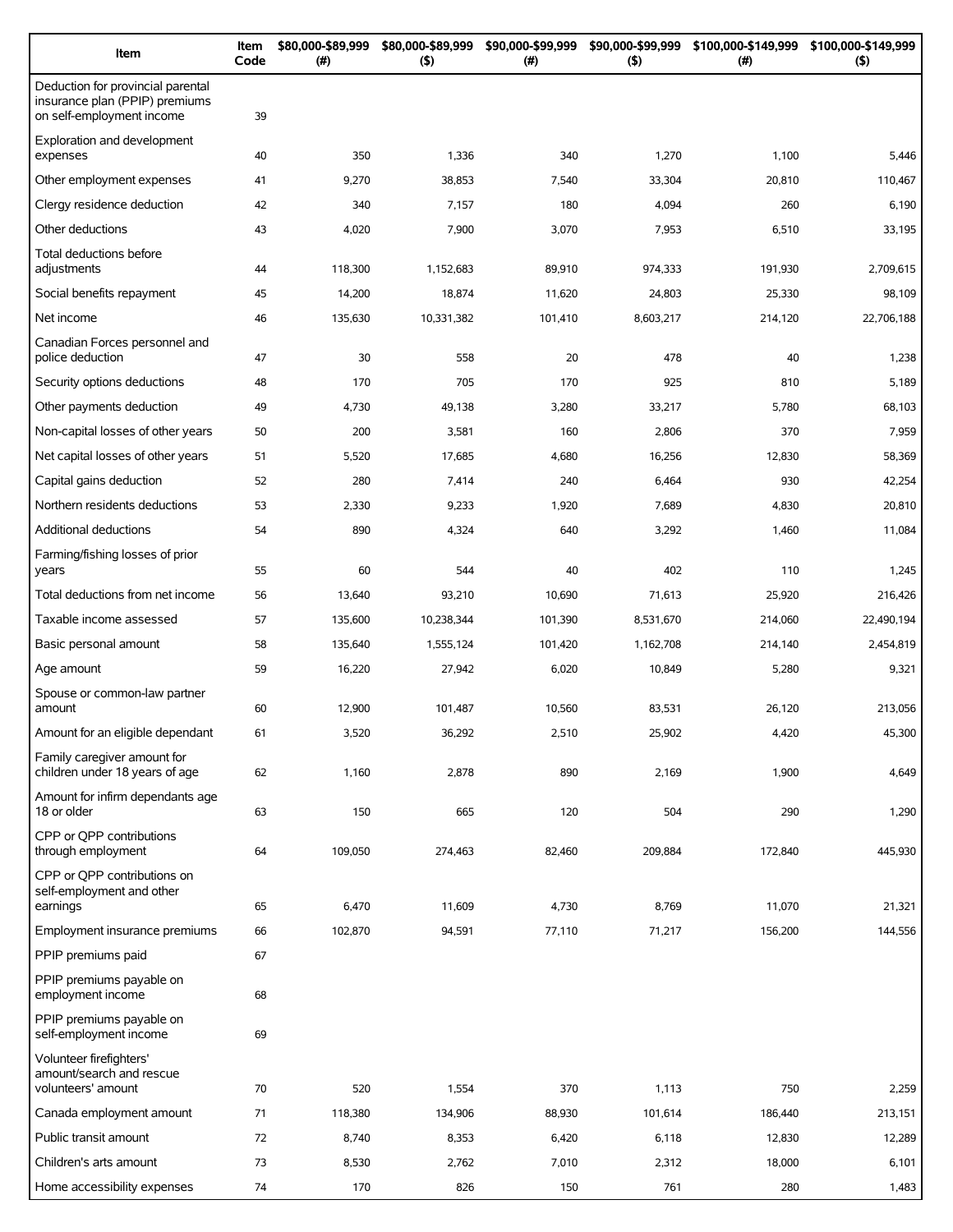| Item | Item Code | $80,000-$89,999 (#) | $80,000-$89,999 ($) | $90,000-$99,999 (#) | $90,000-$99,999 ($) | $100,000-$149,999 (#) | $100,000-$149,999 ($) |
|---|---|---|---|---|---|---|---|
| Deduction for provincial parental insurance plan (PPIP) premiums on self-employment income | 39 | | | | | | |
| Exploration and development expenses | 40 | 350 | 1,336 | 340 | 1,270 | 1,100 | 5,446 |
| Other employment expenses | 41 | 9,270 | 38,853 | 7,540 | 33,304 | 20,810 | 110,467 |
| Clergy residence deduction | 42 | 340 | 7,157 | 180 | 4,094 | 260 | 6,190 |
| Other deductions | 43 | 4,020 | 7,900 | 3,070 | 7,953 | 6,510 | 33,195 |
| Total deductions before adjustments | 44 | 118,300 | 1,152,683 | 89,910 | 974,333 | 191,930 | 2,709,615 |
| Social benefits repayment | 45 | 14,200 | 18,874 | 11,620 | 24,803 | 25,330 | 98,109 |
| Net income | 46 | 135,630 | 10,331,382 | 101,410 | 8,603,217 | 214,120 | 22,706,188 |
| Canadian Forces personnel and police deduction | 47 | 30 | 558 | 20 | 478 | 40 | 1,238 |
| Security options deductions | 48 | 170 | 705 | 170 | 925 | 810 | 5,189 |
| Other payments deduction | 49 | 4,730 | 49,138 | 3,280 | 33,217 | 5,780 | 68,103 |
| Non-capital losses of other years | 50 | 200 | 3,581 | 160 | 2,806 | 370 | 7,959 |
| Net capital losses of other years | 51 | 5,520 | 17,685 | 4,680 | 16,256 | 12,830 | 58,369 |
| Capital gains deduction | 52 | 280 | 7,414 | 240 | 6,464 | 930 | 42,254 |
| Northern residents deductions | 53 | 2,330 | 9,233 | 1,920 | 7,689 | 4,830 | 20,810 |
| Additional deductions | 54 | 890 | 4,324 | 640 | 3,292 | 1,460 | 11,084 |
| Farming/fishing losses of prior years | 55 | 60 | 544 | 40 | 402 | 110 | 1,245 |
| Total deductions from net income | 56 | 13,640 | 93,210 | 10,690 | 71,613 | 25,920 | 216,426 |
| Taxable income assessed | 57 | 135,600 | 10,238,344 | 101,390 | 8,531,670 | 214,060 | 22,490,194 |
| Basic personal amount | 58 | 135,640 | 1,555,124 | 101,420 | 1,162,708 | 214,140 | 2,454,819 |
| Age amount | 59 | 16,220 | 27,942 | 6,020 | 10,849 | 5,280 | 9,321 |
| Spouse or common-law partner amount | 60 | 12,900 | 101,487 | 10,560 | 83,531 | 26,120 | 213,056 |
| Amount for an eligible dependant | 61 | 3,520 | 36,292 | 2,510 | 25,902 | 4,420 | 45,300 |
| Family caregiver amount for children under 18 years of age | 62 | 1,160 | 2,878 | 890 | 2,169 | 1,900 | 4,649 |
| Amount for infirm dependants age 18 or older | 63 | 150 | 665 | 120 | 504 | 290 | 1,290 |
| CPP or QPP contributions through employment | 64 | 109,050 | 274,463 | 82,460 | 209,884 | 172,840 | 445,930 |
| CPP or QPP contributions on self-employment and other earnings | 65 | 6,470 | 11,609 | 4,730 | 8,769 | 11,070 | 21,321 |
| Employment insurance premiums | 66 | 102,870 | 94,591 | 77,110 | 71,217 | 156,200 | 144,556 |
| PPIP premiums paid | 67 | | | | | | |
| PPIP premiums payable on employment income | 68 | | | | | | |
| PPIP premiums payable on self-employment income | 69 | | | | | | |
| Volunteer firefighters' amount/search and rescue volunteers' amount | 70 | 520 | 1,554 | 370 | 1,113 | 750 | 2,259 |
| Canada employment amount | 71 | 118,380 | 134,906 | 88,930 | 101,614 | 186,440 | 213,151 |
| Public transit amount | 72 | 8,740 | 8,353 | 6,420 | 6,118 | 12,830 | 12,289 |
| Children's arts amount | 73 | 8,530 | 2,762 | 7,010 | 2,312 | 18,000 | 6,101 |
| Home accessibility expenses | 74 | 170 | 826 | 150 | 761 | 280 | 1,483 |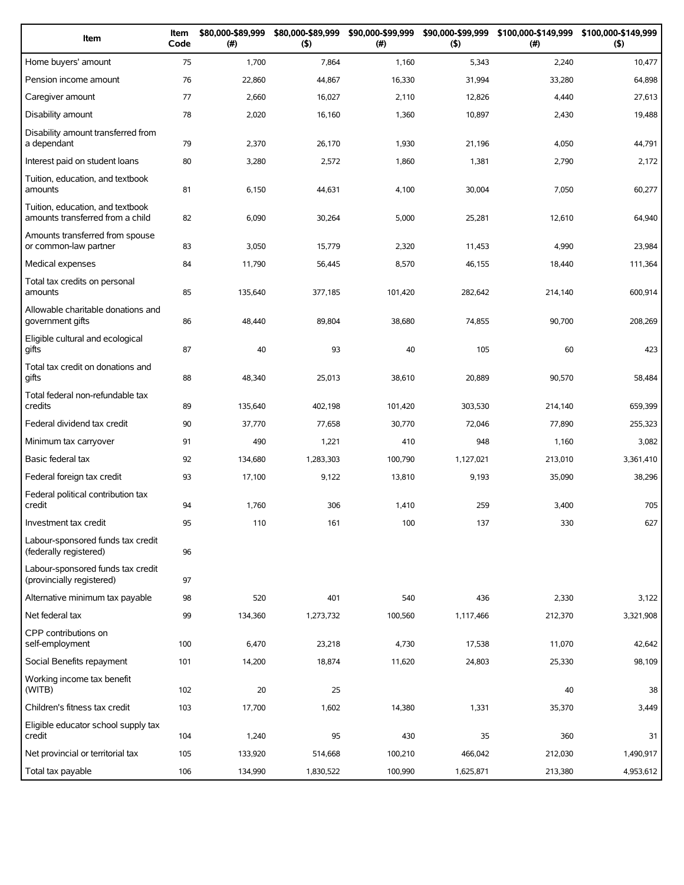| Item | Item Code | $80,000-$89,999 (#) | $80,000-$89,999 ($) | $90,000-$99,999 (#) | $90,000-$99,999 ($) | $100,000-$149,999 (#) | $100,000-$149,999 ($) |
|---|---|---|---|---|---|---|---|
| Home buyers' amount | 75 | 1,700 | 7,864 | 1,160 | 5,343 | 2,240 | 10,477 |
| Pension income amount | 76 | 22,860 | 44,867 | 16,330 | 31,994 | 33,280 | 64,898 |
| Caregiver amount | 77 | 2,660 | 16,027 | 2,110 | 12,826 | 4,440 | 27,613 |
| Disability amount | 78 | 2,020 | 16,160 | 1,360 | 10,897 | 2,430 | 19,488 |
| Disability amount transferred from a dependant | 79 | 2,370 | 26,170 | 1,930 | 21,196 | 4,050 | 44,791 |
| Interest paid on student loans | 80 | 3,280 | 2,572 | 1,860 | 1,381 | 2,790 | 2,172 |
| Tuition, education, and textbook amounts | 81 | 6,150 | 44,631 | 4,100 | 30,004 | 7,050 | 60,277 |
| Tuition, education, and textbook amounts transferred from a child | 82 | 6,090 | 30,264 | 5,000 | 25,281 | 12,610 | 64,940 |
| Amounts transferred from spouse or common-law partner | 83 | 3,050 | 15,779 | 2,320 | 11,453 | 4,990 | 23,984 |
| Medical expenses | 84 | 11,790 | 56,445 | 8,570 | 46,155 | 18,440 | 111,364 |
| Total tax credits on personal amounts | 85 | 135,640 | 377,185 | 101,420 | 282,642 | 214,140 | 600,914 |
| Allowable charitable donations and government gifts | 86 | 48,440 | 89,804 | 38,680 | 74,855 | 90,700 | 208,269 |
| Eligible cultural and ecological gifts | 87 | 40 | 93 | 40 | 105 | 60 | 423 |
| Total tax credit on donations and gifts | 88 | 48,340 | 25,013 | 38,610 | 20,889 | 90,570 | 58,484 |
| Total federal non-refundable tax credits | 89 | 135,640 | 402,198 | 101,420 | 303,530 | 214,140 | 659,399 |
| Federal dividend tax credit | 90 | 37,770 | 77,658 | 30,770 | 72,046 | 77,890 | 255,323 |
| Minimum tax carryover | 91 | 490 | 1,221 | 410 | 948 | 1,160 | 3,082 |
| Basic federal tax | 92 | 134,680 | 1,283,303 | 100,790 | 1,127,021 | 213,010 | 3,361,410 |
| Federal foreign tax credit | 93 | 17,100 | 9,122 | 13,810 | 9,193 | 35,090 | 38,296 |
| Federal political contribution tax credit | 94 | 1,760 | 306 | 1,410 | 259 | 3,400 | 705 |
| Investment tax credit | 95 | 110 | 161 | 100 | 137 | 330 | 627 |
| Labour-sponsored funds tax credit (federally registered) | 96 | | | | | | |
| Labour-sponsored funds tax credit (provincially registered) | 97 | | | | | | |
| Alternative minimum tax payable | 98 | 520 | 401 | 540 | 436 | 2,330 | 3,122 |
| Net federal tax | 99 | 134,360 | 1,273,732 | 100,560 | 1,117,466 | 212,370 | 3,321,908 |
| CPP contributions on self-employment | 100 | 6,470 | 23,218 | 4,730 | 17,538 | 11,070 | 42,642 |
| Social Benefits repayment | 101 | 14,200 | 18,874 | 11,620 | 24,803 | 25,330 | 98,109 |
| Working income tax benefit (WITB) | 102 | 20 | 25 | | | 40 | 38 |
| Children's fitness tax credit | 103 | 17,700 | 1,602 | 14,380 | 1,331 | 35,370 | 3,449 |
| Eligible educator school supply tax credit | 104 | 1,240 | 95 | 430 | 35 | 360 | 31 |
| Net provincial or territorial tax | 105 | 133,920 | 514,668 | 100,210 | 466,042 | 212,030 | 1,490,917 |
| Total tax payable | 106 | 134,990 | 1,830,522 | 100,990 | 1,625,871 | 213,380 | 4,953,612 |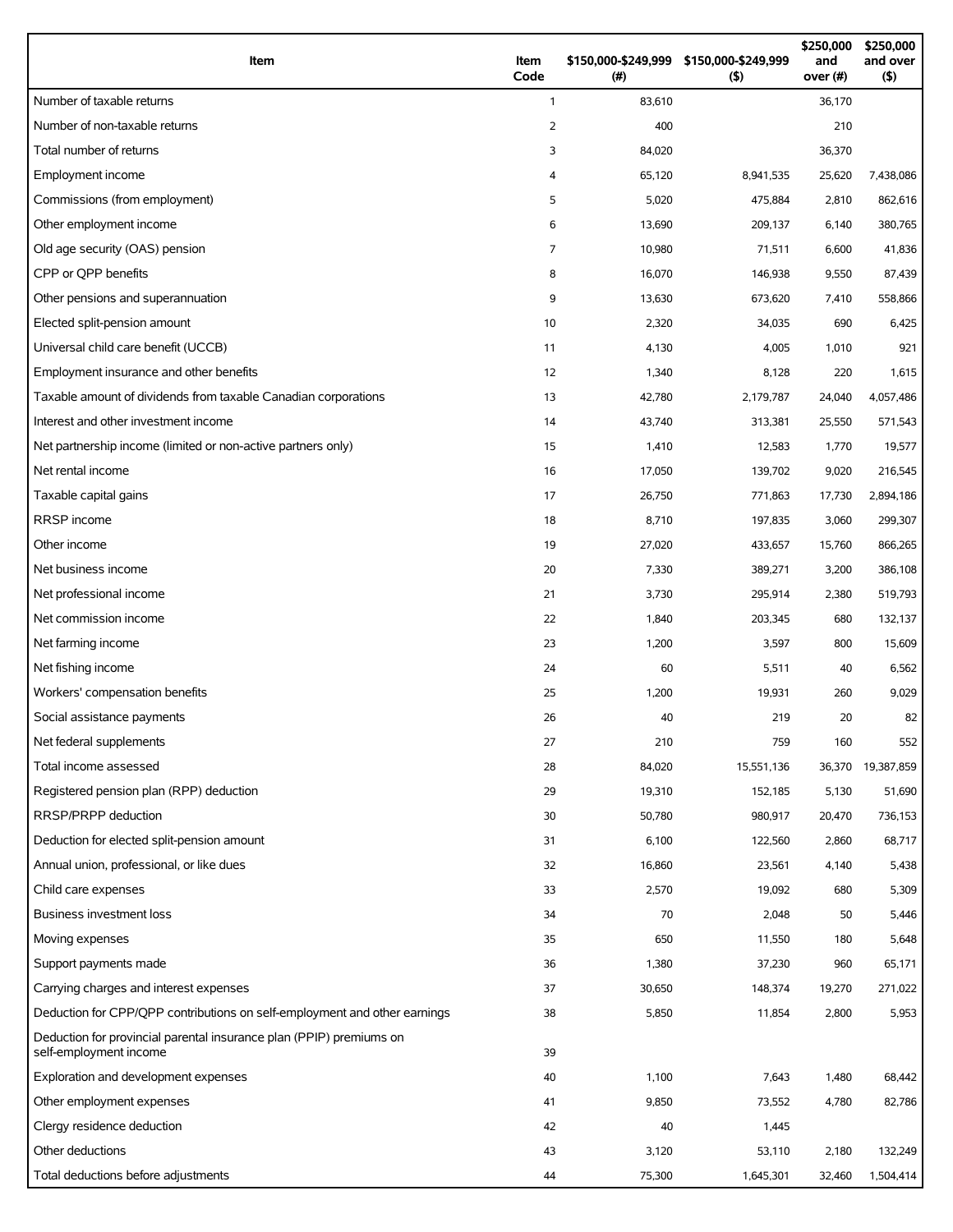| Item | Item Code | $150,000-$249,999 (#) | $150,000-$249,999 ($) | $250,000 and over (#) | $250,000 and over ($) |
|---|---|---|---|---|---|
| Number of taxable returns | 1 | 83,610 | | 36,170 | |
| Number of non-taxable returns | 2 | 400 | | 210 | |
| Total number of returns | 3 | 84,020 | | 36,370 | |
| Employment income | 4 | 65,120 | 8,941,535 | 25,620 | 7,438,086 |
| Commissions (from employment) | 5 | 5,020 | 475,884 | 2,810 | 862,616 |
| Other employment income | 6 | 13,690 | 209,137 | 6,140 | 380,765 |
| Old age security (OAS) pension | 7 | 10,980 | 71,511 | 6,600 | 41,836 |
| CPP or QPP benefits | 8 | 16,070 | 146,938 | 9,550 | 87,439 |
| Other pensions and superannuation | 9 | 13,630 | 673,620 | 7,410 | 558,866 |
| Elected split-pension amount | 10 | 2,320 | 34,035 | 690 | 6,425 |
| Universal child care benefit (UCCB) | 11 | 4,130 | 4,005 | 1,010 | 921 |
| Employment insurance and other benefits | 12 | 1,340 | 8,128 | 220 | 1,615 |
| Taxable amount of dividends from taxable Canadian corporations | 13 | 42,780 | 2,179,787 | 24,040 | 4,057,486 |
| Interest and other investment income | 14 | 43,740 | 313,381 | 25,550 | 571,543 |
| Net partnership income (limited or non-active partners only) | 15 | 1,410 | 12,583 | 1,770 | 19,577 |
| Net rental income | 16 | 17,050 | 139,702 | 9,020 | 216,545 |
| Taxable capital gains | 17 | 26,750 | 771,863 | 17,730 | 2,894,186 |
| RRSP income | 18 | 8,710 | 197,835 | 3,060 | 299,307 |
| Other income | 19 | 27,020 | 433,657 | 15,760 | 866,265 |
| Net business income | 20 | 7,330 | 389,271 | 3,200 | 386,108 |
| Net professional income | 21 | 3,730 | 295,914 | 2,380 | 519,793 |
| Net commission income | 22 | 1,840 | 203,345 | 680 | 132,137 |
| Net farming income | 23 | 1,200 | 3,597 | 800 | 15,609 |
| Net fishing income | 24 | 60 | 5,511 | 40 | 6,562 |
| Workers' compensation benefits | 25 | 1,200 | 19,931 | 260 | 9,029 |
| Social assistance payments | 26 | 40 | 219 | 20 | 82 |
| Net federal supplements | 27 | 210 | 759 | 160 | 552 |
| Total income assessed | 28 | 84,020 | 15,551,136 | 36,370 | 19,387,859 |
| Registered pension plan (RPP) deduction | 29 | 19,310 | 152,185 | 5,130 | 51,690 |
| RRSP/PRPP deduction | 30 | 50,780 | 980,917 | 20,470 | 736,153 |
| Deduction for elected split-pension amount | 31 | 6,100 | 122,560 | 2,860 | 68,717 |
| Annual union, professional, or like dues | 32 | 16,860 | 23,561 | 4,140 | 5,438 |
| Child care expenses | 33 | 2,570 | 19,092 | 680 | 5,309 |
| Business investment loss | 34 | 70 | 2,048 | 50 | 5,446 |
| Moving expenses | 35 | 650 | 11,550 | 180 | 5,648 |
| Support payments made | 36 | 1,380 | 37,230 | 960 | 65,171 |
| Carrying charges and interest expenses | 37 | 30,650 | 148,374 | 19,270 | 271,022 |
| Deduction for CPP/QPP contributions on self-employment and other earnings | 38 | 5,850 | 11,854 | 2,800 | 5,953 |
| Deduction for provincial parental insurance plan (PPIP) premiums on self-employment income | 39 | | | | |
| Exploration and development expenses | 40 | 1,100 | 7,643 | 1,480 | 68,442 |
| Other employment expenses | 41 | 9,850 | 73,552 | 4,780 | 82,786 |
| Clergy residence deduction | 42 | 40 | 1,445 | | |
| Other deductions | 43 | 3,120 | 53,110 | 2,180 | 132,249 |
| Total deductions before adjustments | 44 | 75,300 | 1,645,301 | 32,460 | 1,504,414 |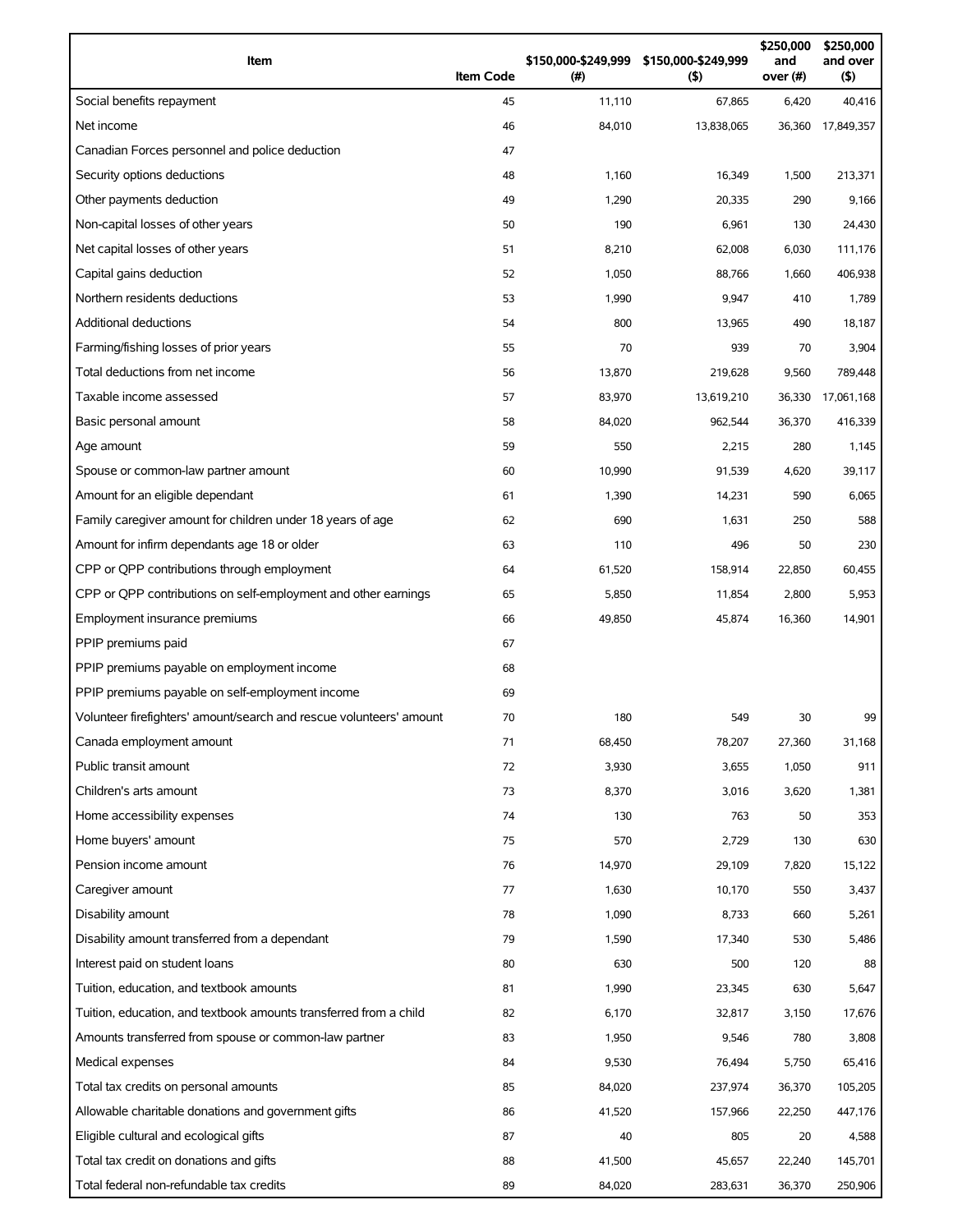| Item | Item Code | $150,000-$249,999 (#) | $150,000-$249,999 ($) | $250,000 and over (#) | $250,000 and over ($) |
|---|---|---|---|---|---|
| Social benefits repayment | 45 | 11,110 | 67,865 | 6,420 | 40,416 |
| Net income | 46 | 84,010 | 13,838,065 | 36,360 | 17,849,357 |
| Canadian Forces personnel and police deduction | 47 | | | | |
| Security options deductions | 48 | 1,160 | 16,349 | 1,500 | 213,371 |
| Other payments deduction | 49 | 1,290 | 20,335 | 290 | 9,166 |
| Non-capital losses of other years | 50 | 190 | 6,961 | 130 | 24,430 |
| Net capital losses of other years | 51 | 8,210 | 62,008 | 6,030 | 111,176 |
| Capital gains deduction | 52 | 1,050 | 88,766 | 1,660 | 406,938 |
| Northern residents deductions | 53 | 1,990 | 9,947 | 410 | 1,789 |
| Additional deductions | 54 | 800 | 13,965 | 490 | 18,187 |
| Farming/fishing losses of prior years | 55 | 70 | 939 | 70 | 3,904 |
| Total deductions from net income | 56 | 13,870 | 219,628 | 9,560 | 789,448 |
| Taxable income assessed | 57 | 83,970 | 13,619,210 | 36,330 | 17,061,168 |
| Basic personal amount | 58 | 84,020 | 962,544 | 36,370 | 416,339 |
| Age amount | 59 | 550 | 2,215 | 280 | 1,145 |
| Spouse or common-law partner amount | 60 | 10,990 | 91,539 | 4,620 | 39,117 |
| Amount for an eligible dependant | 61 | 1,390 | 14,231 | 590 | 6,065 |
| Family caregiver amount for children under 18 years of age | 62 | 690 | 1,631 | 250 | 588 |
| Amount for infirm dependants age 18 or older | 63 | 110 | 496 | 50 | 230 |
| CPP or QPP contributions through employment | 64 | 61,520 | 158,914 | 22,850 | 60,455 |
| CPP or QPP contributions on self-employment and other earnings | 65 | 5,850 | 11,854 | 2,800 | 5,953 |
| Employment insurance premiums | 66 | 49,850 | 45,874 | 16,360 | 14,901 |
| PPIP premiums paid | 67 | | | | |
| PPIP premiums payable on employment income | 68 | | | | |
| PPIP premiums payable on self-employment income | 69 | | | | |
| Volunteer firefighters' amount/search and rescue volunteers' amount | 70 | 180 | 549 | 30 | 99 |
| Canada employment amount | 71 | 68,450 | 78,207 | 27,360 | 31,168 |
| Public transit amount | 72 | 3,930 | 3,655 | 1,050 | 911 |
| Children's arts amount | 73 | 8,370 | 3,016 | 3,620 | 1,381 |
| Home accessibility expenses | 74 | 130 | 763 | 50 | 353 |
| Home buyers' amount | 75 | 570 | 2,729 | 130 | 630 |
| Pension income amount | 76 | 14,970 | 29,109 | 7,820 | 15,122 |
| Caregiver amount | 77 | 1,630 | 10,170 | 550 | 3,437 |
| Disability amount | 78 | 1,090 | 8,733 | 660 | 5,261 |
| Disability amount transferred from a dependant | 79 | 1,590 | 17,340 | 530 | 5,486 |
| Interest paid on student loans | 80 | 630 | 500 | 120 | 88 |
| Tuition, education, and textbook amounts | 81 | 1,990 | 23,345 | 630 | 5,647 |
| Tuition, education, and textbook amounts transferred from a child | 82 | 6,170 | 32,817 | 3,150 | 17,676 |
| Amounts transferred from spouse or common-law partner | 83 | 1,950 | 9,546 | 780 | 3,808 |
| Medical expenses | 84 | 9,530 | 76,494 | 5,750 | 65,416 |
| Total tax credits on personal amounts | 85 | 84,020 | 237,974 | 36,370 | 105,205 |
| Allowable charitable donations and government gifts | 86 | 41,520 | 157,966 | 22,250 | 447,176 |
| Eligible cultural and ecological gifts | 87 | 40 | 805 | 20 | 4,588 |
| Total tax credit on donations and gifts | 88 | 41,500 | 45,657 | 22,240 | 145,701 |
| Total federal non-refundable tax credits | 89 | 84,020 | 283,631 | 36,370 | 250,906 |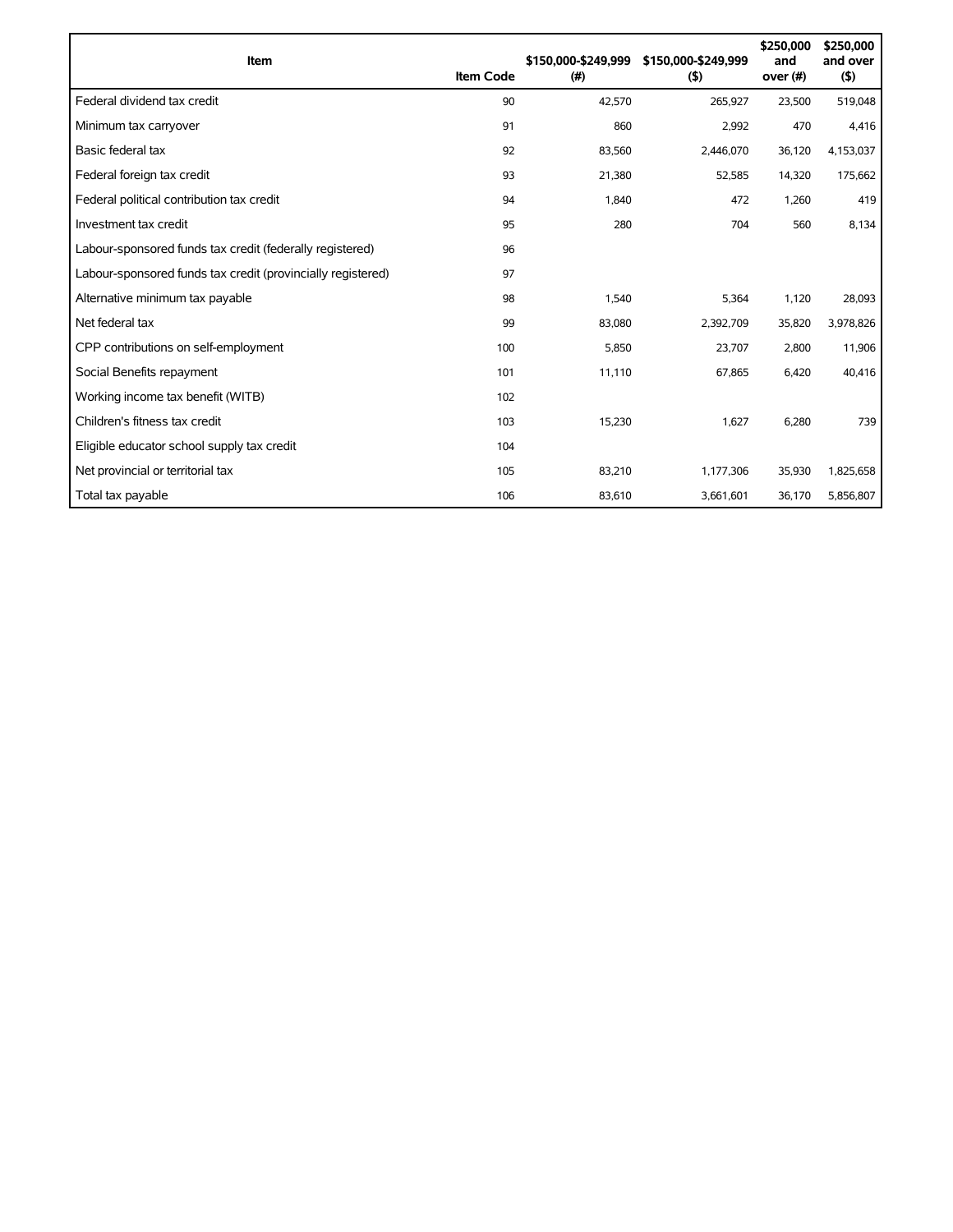| Item | Item Code | $150,000-$249,999 (#) | $150,000-$249,999 ($) | $250,000 and over (#) | $250,000 and over ($) |
|---|---|---|---|---|---|
| Federal dividend tax credit | 90 | 42,570 | 265,927 | 23,500 | 519,048 |
| Minimum tax carryover | 91 | 860 | 2,992 | 470 | 4,416 |
| Basic federal tax | 92 | 83,560 | 2,446,070 | 36,120 | 4,153,037 |
| Federal foreign tax credit | 93 | 21,380 | 52,585 | 14,320 | 175,662 |
| Federal political contribution tax credit | 94 | 1,840 | 472 | 1,260 | 419 |
| Investment tax credit | 95 | 280 | 704 | 560 | 8,134 |
| Labour-sponsored funds tax credit (federally registered) | 96 | | | | |
| Labour-sponsored funds tax credit (provincially registered) | 97 | | | | |
| Alternative minimum tax payable | 98 | 1,540 | 5,364 | 1,120 | 28,093 |
| Net federal tax | 99 | 83,080 | 2,392,709 | 35,820 | 3,978,826 |
| CPP contributions on self-employment | 100 | 5,850 | 23,707 | 2,800 | 11,906 |
| Social Benefits repayment | 101 | 11,110 | 67,865 | 6,420 | 40,416 |
| Working income tax benefit (WITB) | 102 | | | | |
| Children's fitness tax credit | 103 | 15,230 | 1,627 | 6,280 | 739 |
| Eligible educator school supply tax credit | 104 | | | | |
| Net provincial or territorial tax | 105 | 83,210 | 1,177,306 | 35,930 | 1,825,658 |
| Total tax payable | 106 | 83,610 | 3,661,601 | 36,170 | 5,856,807 |